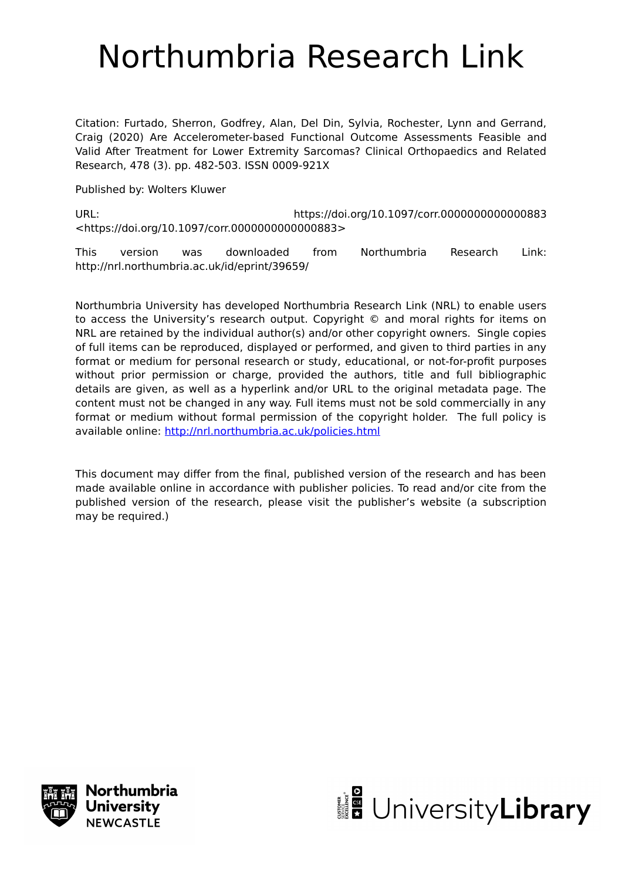# Northumbria Research Link

Citation: Furtado, Sherron, Godfrey, Alan, Del Din, Sylvia, Rochester, Lynn and Gerrand, Craig (2020) Are Accelerometer-based Functional Outcome Assessments Feasible and Valid After Treatment for Lower Extremity Sarcomas? Clinical Orthopaedics and Related Research, 478 (3). pp. 482-503. ISSN 0009-921X

Published by: Wolters Kluwer

URL: https://doi.org/10.1097/corr.0000000000000883 <https://doi.org/10.1097/corr.0000000000000883>

This version was downloaded from Northumbria Research Link: http://nrl.northumbria.ac.uk/id/eprint/39659/

Northumbria University has developed Northumbria Research Link (NRL) to enable users to access the University's research output. Copyright © and moral rights for items on NRL are retained by the individual author(s) and/or other copyright owners. Single copies of full items can be reproduced, displayed or performed, and given to third parties in any format or medium for personal research or study, educational, or not-for-profit purposes without prior permission or charge, provided the authors, title and full bibliographic details are given, as well as a hyperlink and/or URL to the original metadata page. The content must not be changed in any way. Full items must not be sold commercially in any format or medium without formal permission of the copyright holder. The full policy is available online: http://nrl.northumbria.ac.uk/policies.html

This document may differ from the final, published version of the research and has been made available online in accordance with publisher policies. To read and/or cite from the published version of the research, please visit the publisher's website (a subscription may be required.)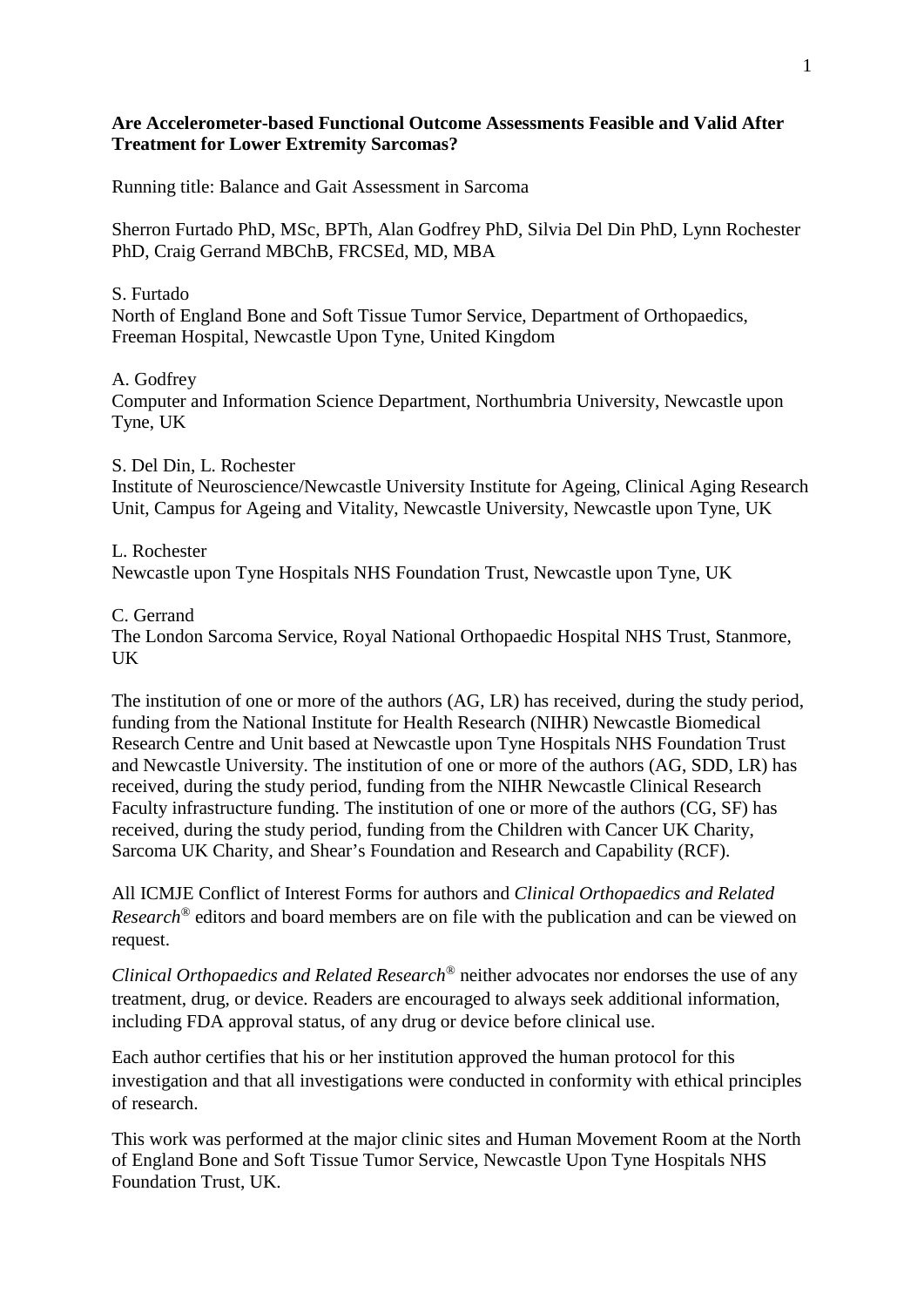**Are Accelerometer-based Functional Outcome Assessments Feasible and Valid After Treatment for Lower Extremity Sarcomas?**

Running title: Balance and Gait Assessment in Sarcoma

Sherron Furtado PhD, MSc, BPTh, Alan Godfrey PhD, Silvia Del Din PhD, Lynn Rochester PhD, Craig Gerrand MBChB, FRCSEd, MD, MBA

S. Furtado
North of England Bone and Soft Tissue Tumor Service, Department of Orthopaedics, Freeman Hospital, Newcastle Upon Tyne, United Kingdom

A. Godfrey
Computer and Information Science Department, Northumbria University, Newcastle upon Tyne, UK

S. Del Din, L. Rochester
Institute of Neuroscience/Newcastle University Institute for Ageing, Clinical Aging Research Unit, Campus for Ageing and Vitality, Newcastle University, Newcastle upon Tyne, UK

L. Rochester
Newcastle upon Tyne Hospitals NHS Foundation Trust, Newcastle upon Tyne, UK

C. Gerrand
The London Sarcoma Service, Royal National Orthopaedic Hospital NHS Trust, Stanmore, UK

The institution of one or more of the authors (AG, LR) has received, during the study period, funding from the National Institute for Health Research (NIHR) Newcastle Biomedical Research Centre and Unit based at Newcastle upon Tyne Hospitals NHS Foundation Trust and Newcastle University. The institution of one or more of the authors (AG, SDD, LR) has received, during the study period, funding from the NIHR Newcastle Clinical Research Faculty infrastructure funding. The institution of one or more of the authors (CG, SF) has received, during the study period, funding from the Children with Cancer UK Charity, Sarcoma UK Charity, and Shear's Foundation and Research and Capability (RCF).

All ICMJE Conflict of Interest Forms for authors and *Clinical Orthopaedics and Related Research®* editors and board members are on file with the publication and can be viewed on request.

*Clinical Orthopaedics and Related Research®* neither advocates nor endorses the use of any treatment, drug, or device. Readers are encouraged to always seek additional information, including FDA approval status, of any drug or device before clinical use.

Each author certifies that his or her institution approved the human protocol for this investigation and that all investigations were conducted in conformity with ethical principles of research.

This work was performed at the major clinic sites and Human Movement Room at the North of England Bone and Soft Tissue Tumor Service, Newcastle Upon Tyne Hospitals NHS Foundation Trust, UK.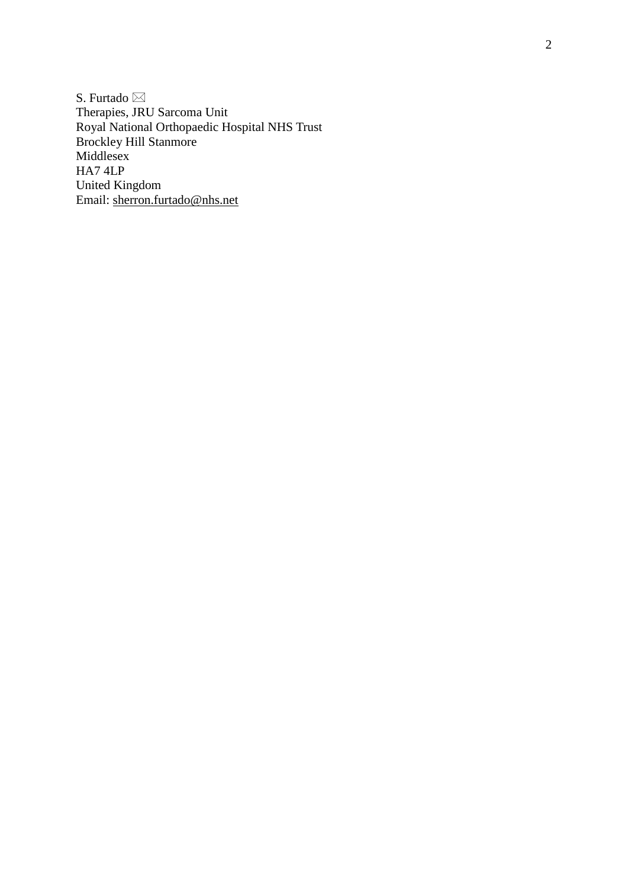S. Furtado ✉
Therapies, JRU Sarcoma Unit
Royal National Orthopaedic Hospital NHS Trust
Brockley Hill Stanmore
Middlesex
HA7 4LP
United Kingdom
Email: sherron.furtado@nhs.net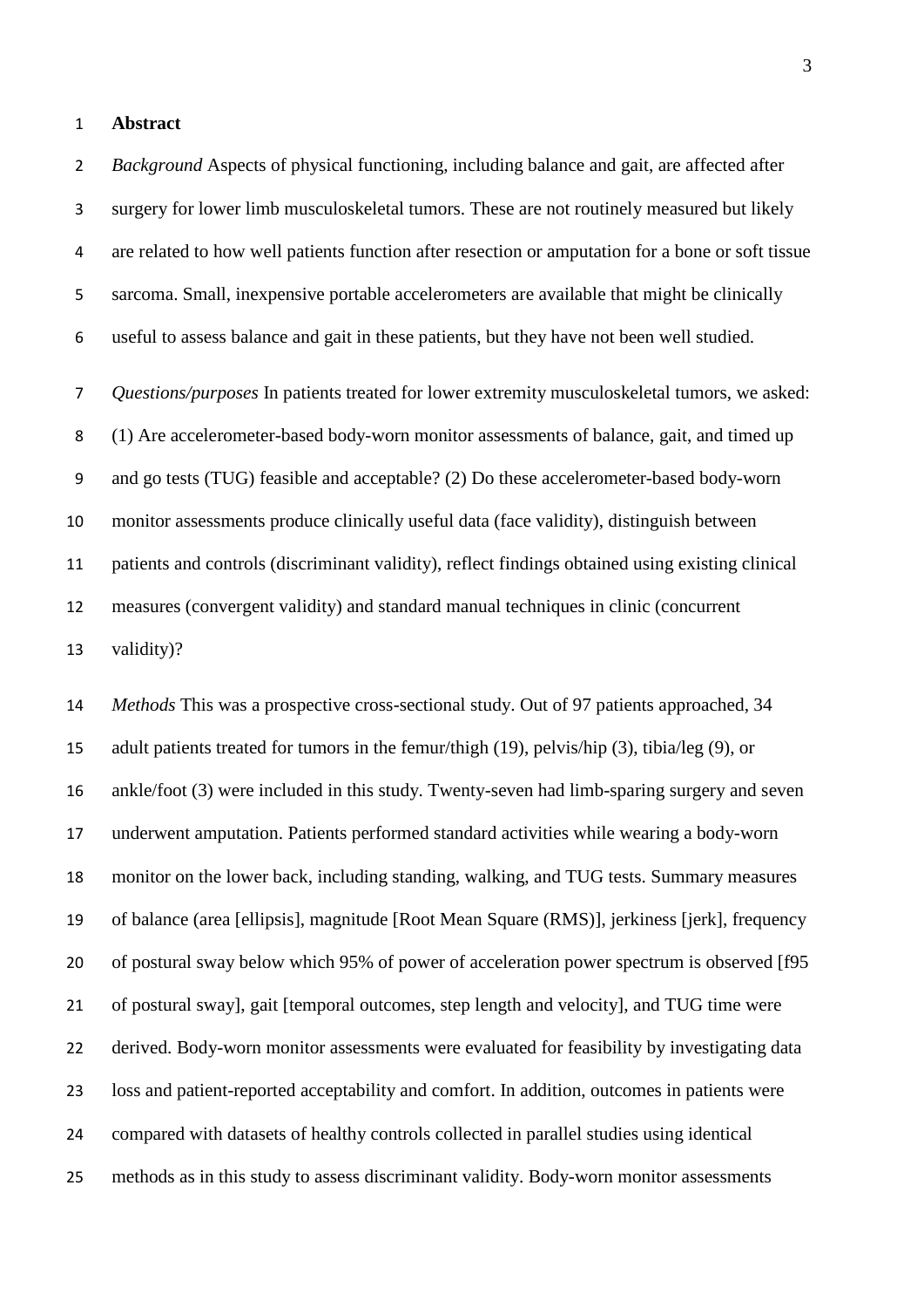**Abstract**

*Background* Aspects of physical functioning, including balance and gait, are affected after surgery for lower limb musculoskeletal tumors. These are not routinely measured but likely are related to how well patients function after resection or amputation for a bone or soft tissue sarcoma. Small, inexpensive portable accelerometers are available that might be clinically useful to assess balance and gait in these patients, but they have not been well studied.

*Questions/purposes* In patients treated for lower extremity musculoskeletal tumors, we asked: (1) Are accelerometer-based body-worn monitor assessments of balance, gait, and timed up and go tests (TUG) feasible and acceptable? (2) Do these accelerometer-based body-worn monitor assessments produce clinically useful data (face validity), distinguish between patients and controls (discriminant validity), reflect findings obtained using existing clinical measures (convergent validity) and standard manual techniques in clinic (concurrent validity)?

*Methods* This was a prospective cross-sectional study. Out of 97 patients approached, 34 adult patients treated for tumors in the femur/thigh (19), pelvis/hip (3), tibia/leg (9), or ankle/foot (3) were included in this study. Twenty-seven had limb-sparing surgery and seven underwent amputation. Patients performed standard activities while wearing a body-worn monitor on the lower back, including standing, walking, and TUG tests. Summary measures of balance (area [ellipsis], magnitude [Root Mean Square (RMS)], jerkiness [jerk], frequency of postural sway below which 95% of power of acceleration power spectrum is observed [f95 of postural sway], gait [temporal outcomes, step length and velocity], and TUG time were derived. Body-worn monitor assessments were evaluated for feasibility by investigating data loss and patient-reported acceptability and comfort. In addition, outcomes in patients were compared with datasets of healthy controls collected in parallel studies using identical methods as in this study to assess discriminant validity. Body-worn monitor assessments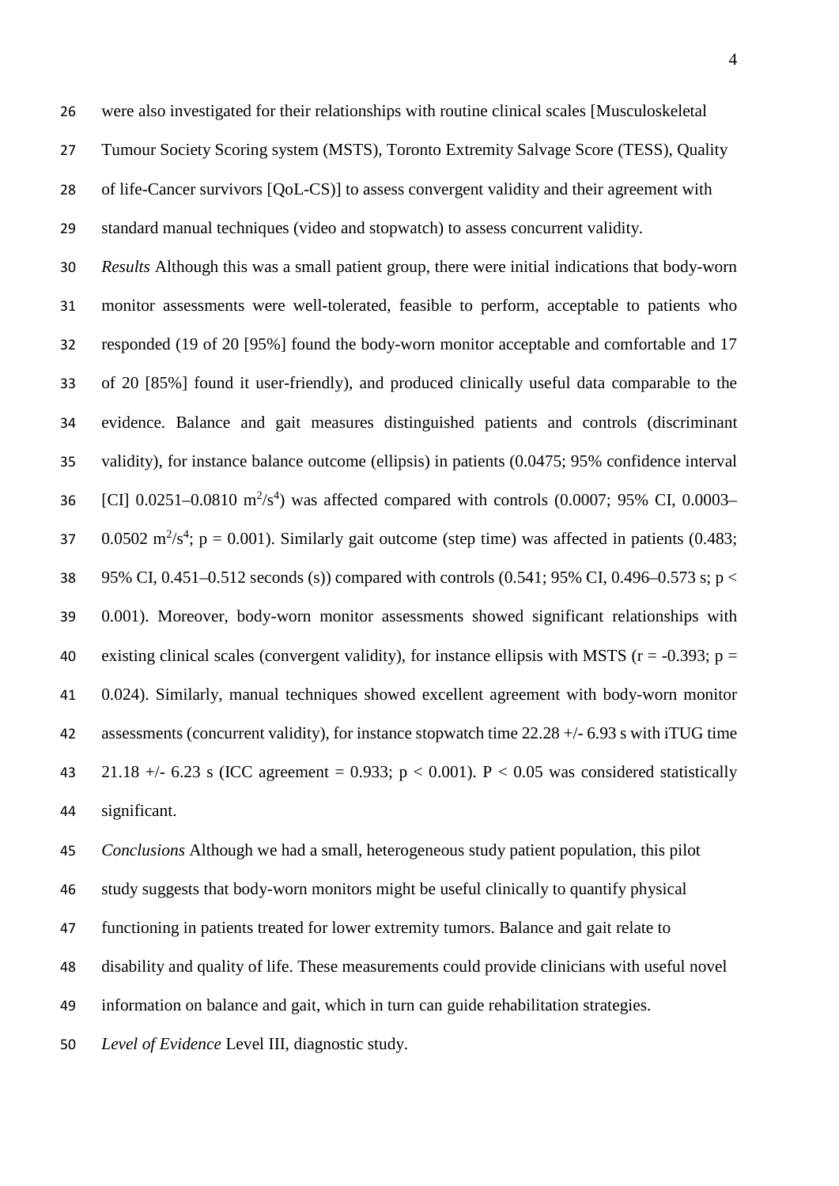were also investigated for their relationships with routine clinical scales [Musculoskeletal Tumour Society Scoring system (MSTS), Toronto Extremity Salvage Score (TESS), Quality of life-Cancer survivors [QoL-CS)] to assess convergent validity and their agreement with standard manual techniques (video and stopwatch) to assess concurrent validity.

*Results* Although this was a small patient group, there were initial indications that body-worn monitor assessments were well-tolerated, feasible to perform, acceptable to patients who responded (19 of 20 [95%] found the body-worn monitor acceptable and comfortable and 17 of 20 [85%] found it user-friendly), and produced clinically useful data comparable to the evidence. Balance and gait measures distinguished patients and controls (discriminant validity), for instance balance outcome (ellipsis) in patients (0.0475; 95% confidence interval [CI] 0.0251–0.0810 $m^2/s^4$) was affected compared with controls (0.0007; 95% CI, 0.0003–0.0502 $m^2/s^4$; $p = 0.001$). Similarly gait outcome (step time) was affected in patients (0.483; 95% CI, 0.451–0.512 seconds (s)) compared with controls (0.541; 95% CI, 0.496–0.573 s; $p < 0.001$). Moreover, body-worn monitor assessments showed significant relationships with existing clinical scales (convergent validity), for instance ellipsis with MSTS ($r = -0.393$; $p = 0.024$). Similarly, manual techniques showed excellent agreement with body-worn monitor assessments (concurrent validity), for instance stopwatch time 22.28 +/- 6.93 s with iTUG time 21.18 +/- 6.23 s (ICC agreement = 0.933; $p < 0.001$). $P < 0.05$ was considered statistically significant.

*Conclusions* Although we had a small, heterogeneous study patient population, this pilot study suggests that body-worn monitors might be useful clinically to quantify physical functioning in patients treated for lower extremity tumors. Balance and gait relate to disability and quality of life. These measurements could provide clinicians with useful novel information on balance and gait, which in turn can guide rehabilitation strategies.

*Level of Evidence* Level III, diagnostic study.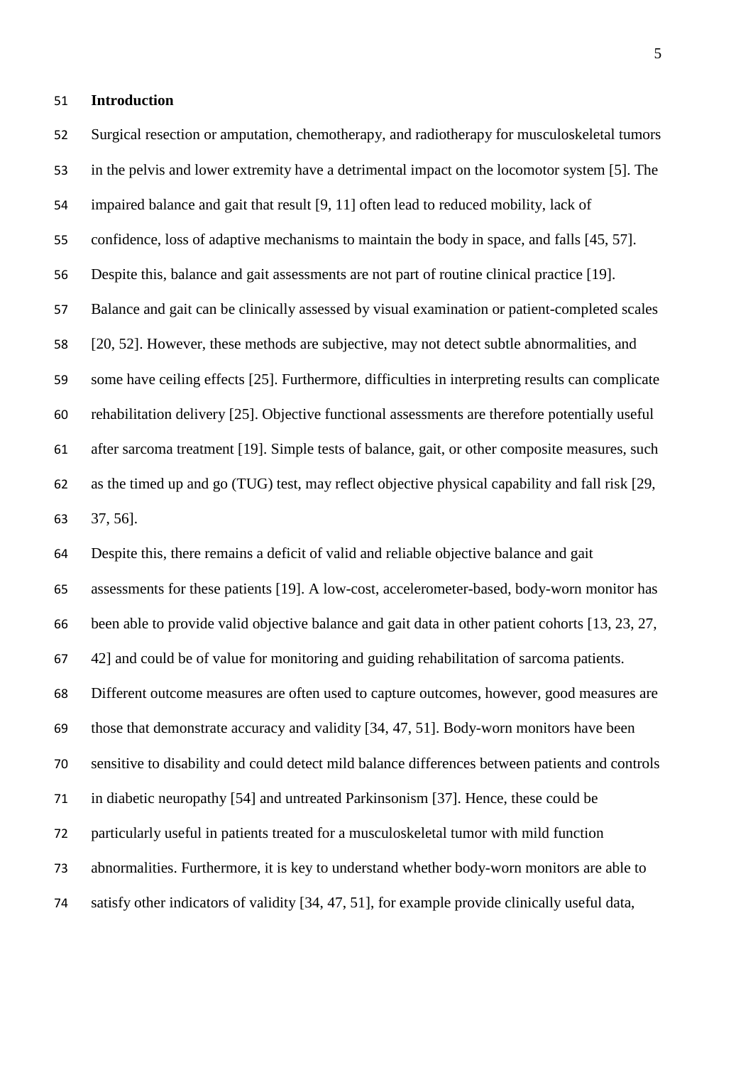## Introduction

Surgical resection or amputation, chemotherapy, and radiotherapy for musculoskeletal tumors in the pelvis and lower extremity have a detrimental impact on the locomotor system [5]. The impaired balance and gait that result [9, 11] often lead to reduced mobility, lack of confidence, loss of adaptive mechanisms to maintain the body in space, and falls [45, 57]. Despite this, balance and gait assessments are not part of routine clinical practice [19]. Balance and gait can be clinically assessed by visual examination or patient-completed scales [20, 52]. However, these methods are subjective, may not detect subtle abnormalities, and some have ceiling effects [25]. Furthermore, difficulties in interpreting results can complicate rehabilitation delivery [25]. Objective functional assessments are therefore potentially useful after sarcoma treatment [19]. Simple tests of balance, gait, or other composite measures, such as the timed up and go (TUG) test, may reflect objective physical capability and fall risk [29, 37, 56].

Despite this, there remains a deficit of valid and reliable objective balance and gait assessments for these patients [19]. A low-cost, accelerometer-based, body-worn monitor has been able to provide valid objective balance and gait data in other patient cohorts [13, 23, 27, 42] and could be of value for monitoring and guiding rehabilitation of sarcoma patients. Different outcome measures are often used to capture outcomes, however, good measures are those that demonstrate accuracy and validity [34, 47, 51]. Body-worn monitors have been sensitive to disability and could detect mild balance differences between patients and controls in diabetic neuropathy [54] and untreated Parkinsonism [37]. Hence, these could be particularly useful in patients treated for a musculoskeletal tumor with mild function abnormalities. Furthermore, it is key to understand whether body-worn monitors are able to satisfy other indicators of validity [34, 47, 51], for example provide clinically useful data,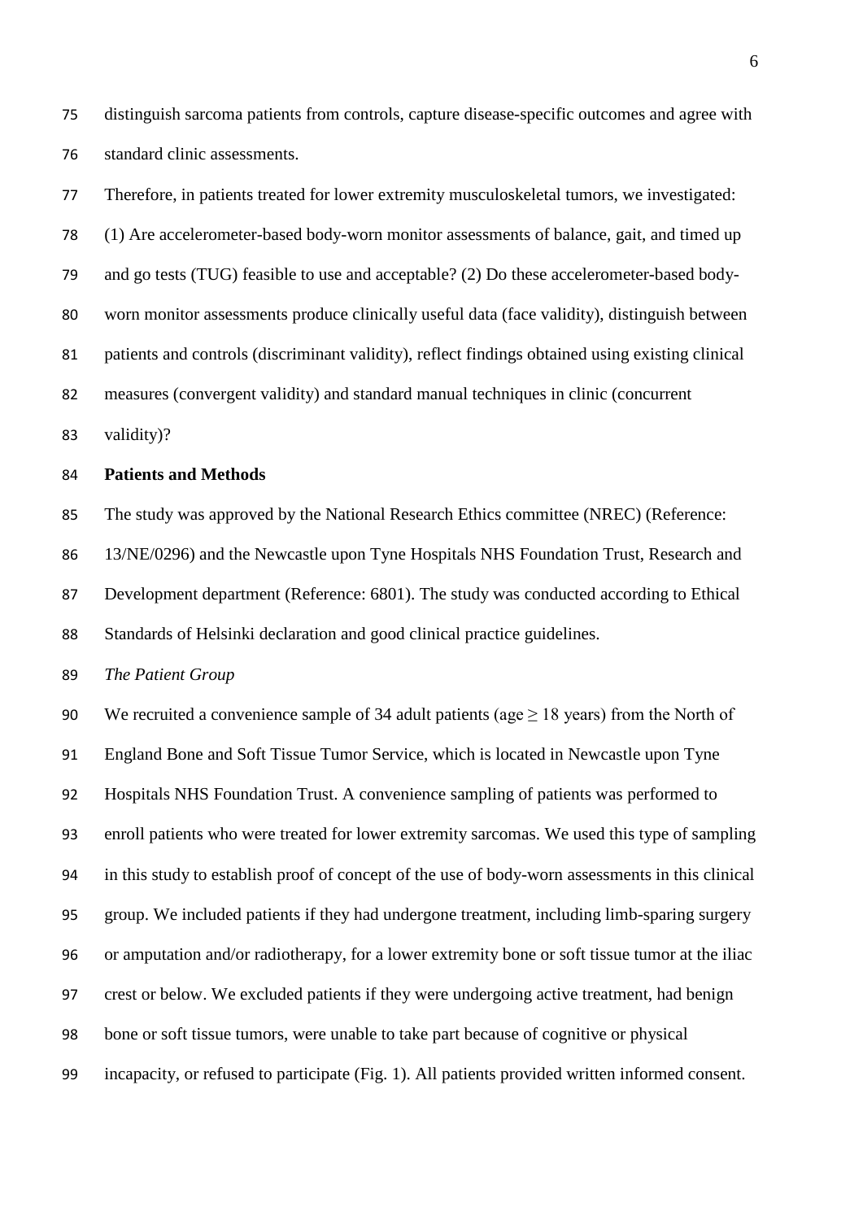distinguish sarcoma patients from controls, capture disease-specific outcomes and agree with standard clinic assessments.

Therefore, in patients treated for lower extremity musculoskeletal tumors, we investigated: (1) Are accelerometer-based body-worn monitor assessments of balance, gait, and timed up and go tests (TUG) feasible to use and acceptable? (2) Do these accelerometer-based body-worn monitor assessments produce clinically useful data (face validity), distinguish between patients and controls (discriminant validity), reflect findings obtained using existing clinical measures (convergent validity) and standard manual techniques in clinic (concurrent validity)?

## Patients and Methods

The study was approved by the National Research Ethics committee (NREC) (Reference: 13/NE/0296) and the Newcastle upon Tyne Hospitals NHS Foundation Trust, Research and Development department (Reference: 6801). The study was conducted according to Ethical Standards of Helsinki declaration and good clinical practice guidelines.

### *The Patient Group*

We recruited a convenience sample of 34 adult patients (age $\geq$ 18 years) from the North of England Bone and Soft Tissue Tumor Service, which is located in Newcastle upon Tyne Hospitals NHS Foundation Trust. A convenience sampling of patients was performed to enroll patients who were treated for lower extremity sarcomas. We used this type of sampling in this study to establish proof of concept of the use of body-worn assessments in this clinical group. We included patients if they had undergone treatment, including limb-sparing surgery or amputation and/or radiotherapy, for a lower extremity bone or soft tissue tumor at the iliac crest or below. We excluded patients if they were undergoing active treatment, had benign bone or soft tissue tumors, were unable to take part because of cognitive or physical incapacity, or refused to participate (Fig. 1). All patients provided written informed consent.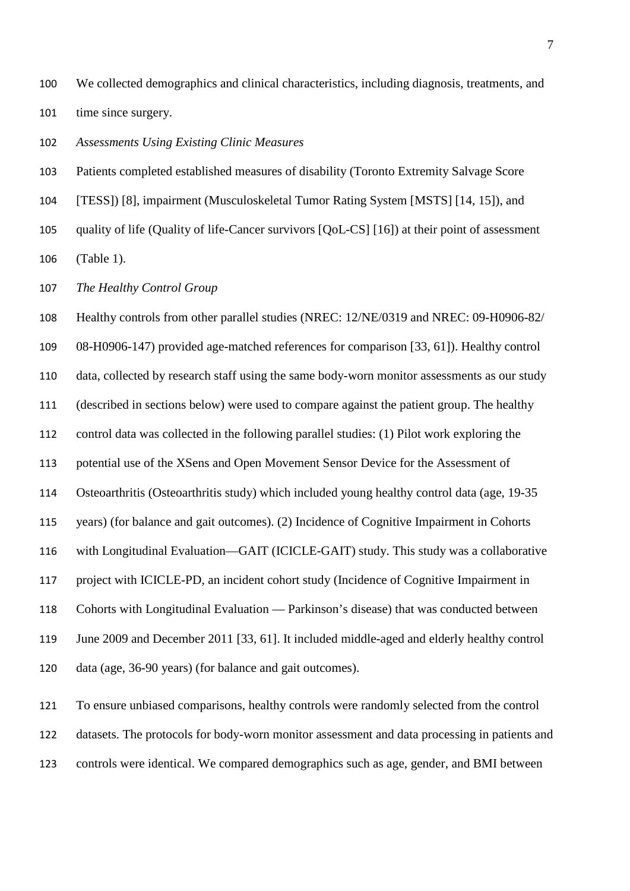We collected demographics and clinical characteristics, including diagnosis, treatments, and time since surgery.

*Assessments Using Existing Clinic Measures*

Patients completed established measures of disability (Toronto Extremity Salvage Score [TESS]) [8], impairment (Musculoskeletal Tumor Rating System [MSTS] [14, 15]), and quality of life (Quality of life-Cancer survivors [QoL-CS] [16]) at their point of assessment (Table 1).

*The Healthy Control Group*

Healthy controls from other parallel studies (NREC: 12/NE/0319 and NREC: 09-H0906-82/ 08-H0906-147) provided age-matched references for comparison [33, 61]). Healthy control data, collected by research staff using the same body-worn monitor assessments as our study (described in sections below) were used to compare against the patient group. The healthy control data was collected in the following parallel studies: (1) Pilot work exploring the potential use of the XSens and Open Movement Sensor Device for the Assessment of Osteoarthritis (Osteoarthritis study) which included young healthy control data (age, 19-35 years) (for balance and gait outcomes). (2) Incidence of Cognitive Impairment in Cohorts with Longitudinal Evaluation—GAIT (ICICLE-GAIT) study. This study was a collaborative project with ICICLE-PD, an incident cohort study (Incidence of Cognitive Impairment in Cohorts with Longitudinal Evaluation — Parkinson's disease) that was conducted between June 2009 and December 2011 [33, 61]. It included middle-aged and elderly healthy control data (age, 36-90 years) (for balance and gait outcomes).

To ensure unbiased comparisons, healthy controls were randomly selected from the control datasets. The protocols for body-worn monitor assessment and data processing in patients and controls were identical. We compared demographics such as age, gender, and BMI between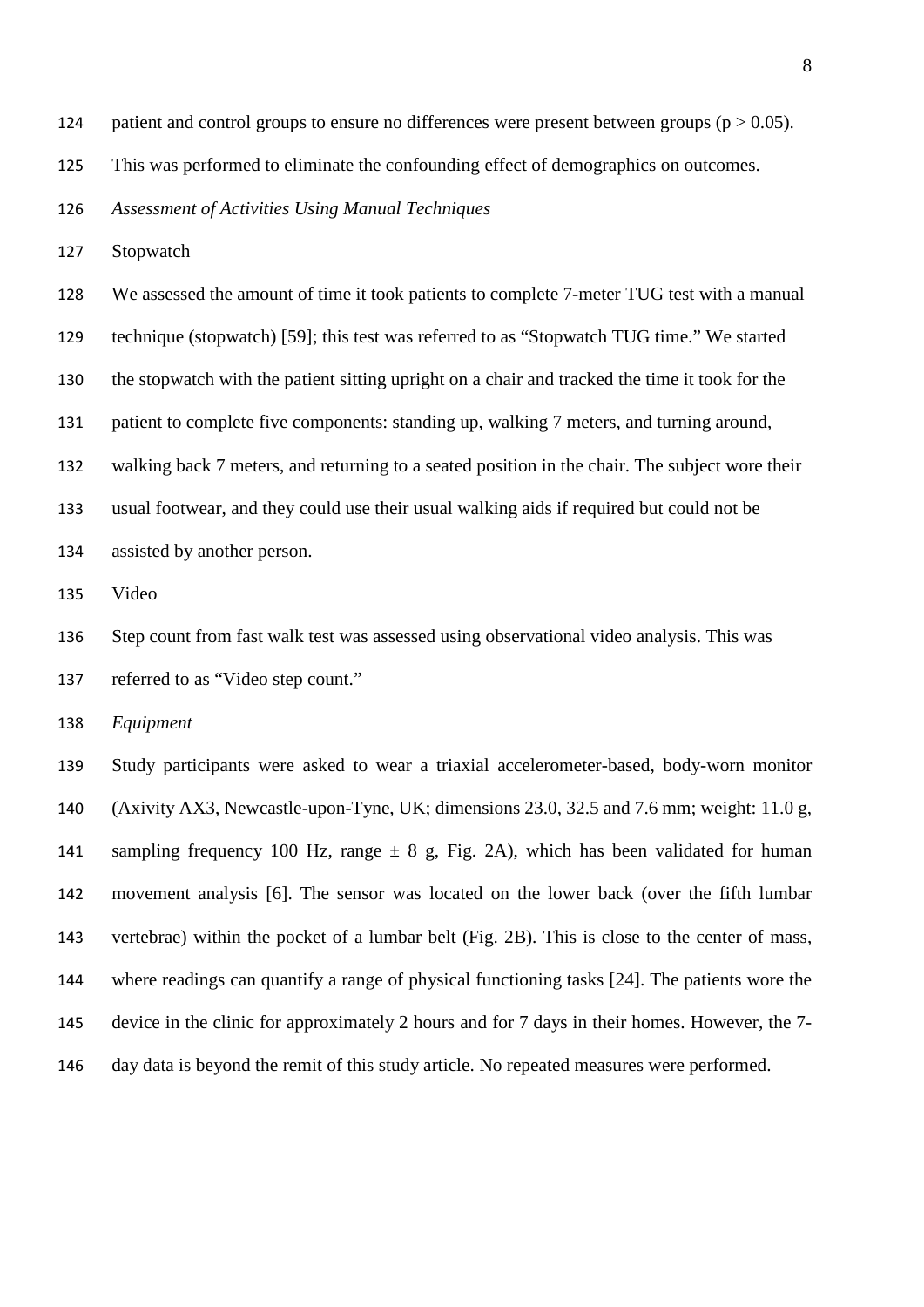patient and control groups to ensure no differences were present between groups ($p > 0.05$). This was performed to eliminate the confounding effect of demographics on outcomes.

*Assessment of Activities Using Manual Techniques*

Stopwatch

We assessed the amount of time it took patients to complete 7-meter TUG test with a manual technique (stopwatch) [59]; this test was referred to as "Stopwatch TUG time." We started the stopwatch with the patient sitting upright on a chair and tracked the time it took for the patient to complete five components: standing up, walking 7 meters, and turning around, walking back 7 meters, and returning to a seated position in the chair. The subject wore their usual footwear, and they could use their usual walking aids if required but could not be assisted by another person.

Video

Step count from fast walk test was assessed using observational video analysis. This was referred to as "Video step count."

*Equipment*

Study participants were asked to wear a triaxial accelerometer-based, body-worn monitor (Axivity AX3, Newcastle-upon-Tyne, UK; dimensions 23.0, 32.5 and 7.6 mm; weight: 11.0 g, sampling frequency 100 Hz, range ± 8 g, Fig. 2A), which has been validated for human movement analysis [6]. The sensor was located on the lower back (over the fifth lumbar vertebrae) within the pocket of a lumbar belt (Fig. 2B). This is close to the center of mass, where readings can quantify a range of physical functioning tasks [24]. The patients wore the device in the clinic for approximately 2 hours and for 7 days in their homes. However, the 7-day data is beyond the remit of this study article. No repeated measures were performed.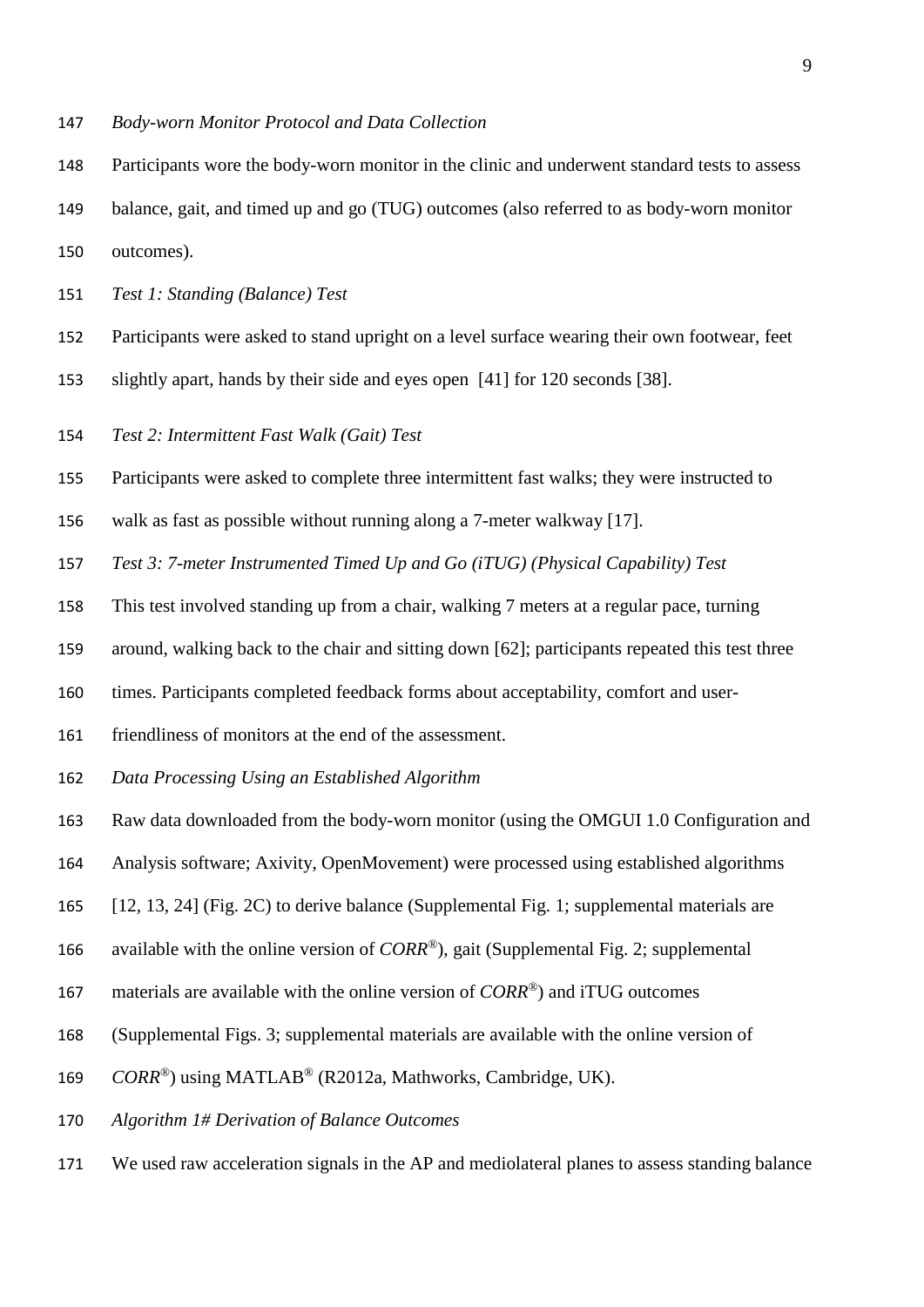*Body-worn Monitor Protocol and Data Collection*

Participants wore the body-worn monitor in the clinic and underwent standard tests to assess balance, gait, and timed up and go (TUG) outcomes (also referred to as body-worn monitor outcomes).

*Test 1: Standing (Balance) Test*

Participants were asked to stand upright on a level surface wearing their own footwear, feet slightly apart, hands by their side and eyes open [41] for 120 seconds [38].

*Test 2: Intermittent Fast Walk (Gait) Test*

Participants were asked to complete three intermittent fast walks; they were instructed to walk as fast as possible without running along a 7-meter walkway [17].

*Test 3: 7-meter Instrumented Timed Up and Go (iTUG) (Physical Capability) Test*

This test involved standing up from a chair, walking 7 meters at a regular pace, turning around, walking back to the chair and sitting down [62]; participants repeated this test three times. Participants completed feedback forms about acceptability, comfort and user-friendliness of monitors at the end of the assessment.

*Data Processing Using an Established Algorithm*

Raw data downloaded from the body-worn monitor (using the OMGUI 1.0 Configuration and Analysis software; Axivity, OpenMovement) were processed using established algorithms [12, 13, 24] (Fig. 2C) to derive balance (Supplemental Fig. 1; supplemental materials are available with the online version of *CORR*®), gait (Supplemental Fig. 2; supplemental materials are available with the online version of *CORR*®) and iTUG outcomes (Supplemental Figs. 3; supplemental materials are available with the online version of *CORR*®) using MATLAB® (R2012a, Mathworks, Cambridge, UK).

*Algorithm 1# Derivation of Balance Outcomes*

We used raw acceleration signals in the AP and mediolateral planes to assess standing balance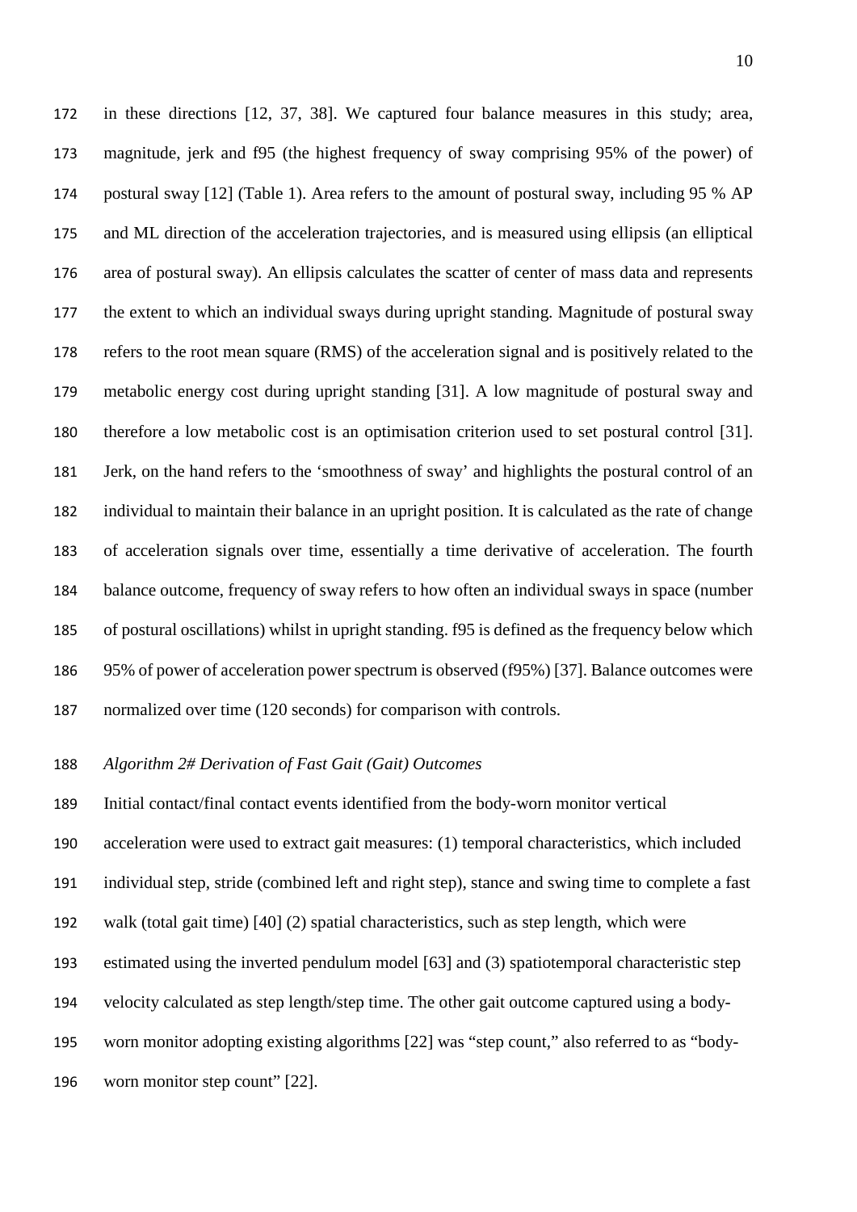in these directions [12, 37, 38]. We captured four balance measures in this study; area, magnitude, jerk and f95 (the highest frequency of sway comprising 95% of the power) of postural sway [12] (Table 1). Area refers to the amount of postural sway, including 95 % AP and ML direction of the acceleration trajectories, and is measured using ellipsis (an elliptical area of postural sway). An ellipsis calculates the scatter of center of mass data and represents the extent to which an individual sways during upright standing. Magnitude of postural sway refers to the root mean square (RMS) of the acceleration signal and is positively related to the metabolic energy cost during upright standing [31]. A low magnitude of postural sway and therefore a low metabolic cost is an optimisation criterion used to set postural control [31]. Jerk, on the hand refers to the 'smoothness of sway' and highlights the postural control of an individual to maintain their balance in an upright position. It is calculated as the rate of change of acceleration signals over time, essentially a time derivative of acceleration. The fourth balance outcome, frequency of sway refers to how often an individual sways in space (number of postural oscillations) whilst in upright standing. f95 is defined as the frequency below which 95% of power of acceleration power spectrum is observed (f95%) [37]. Balance outcomes were normalized over time (120 seconds) for comparison with controls.

*Algorithm 2# Derivation of Fast Gait (Gait) Outcomes*

Initial contact/final contact events identified from the body-worn monitor vertical acceleration were used to extract gait measures: (1) temporal characteristics, which included individual step, stride (combined left and right step), stance and swing time to complete a fast walk (total gait time) [40] (2) spatial characteristics, such as step length, which were estimated using the inverted pendulum model [63] and (3) spatiotemporal characteristic step velocity calculated as step length/step time. The other gait outcome captured using a body-worn monitor adopting existing algorithms [22] was "step count," also referred to as "body-worn monitor step count" [22].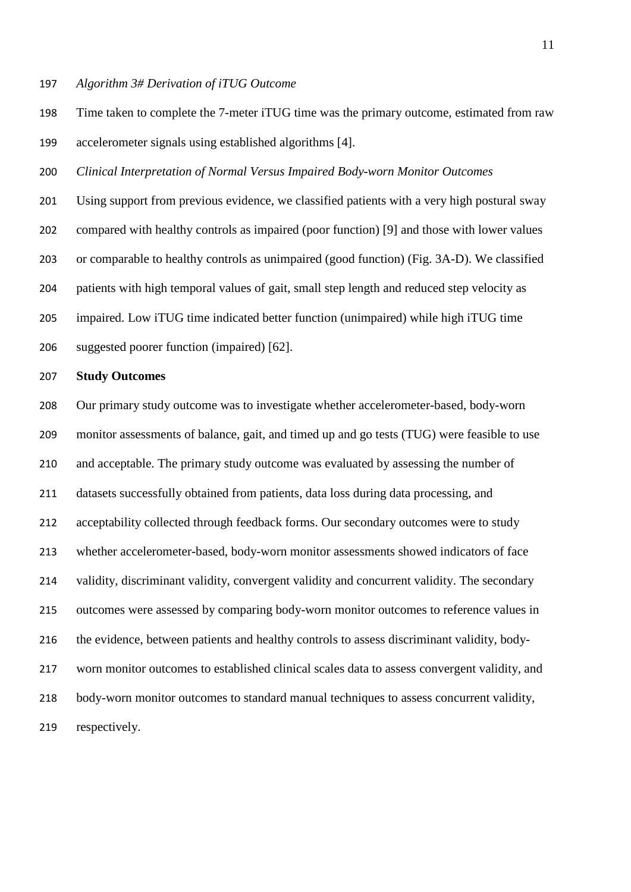*Algorithm 3# Derivation of iTUG Outcome*

Time taken to complete the 7-meter iTUG time was the primary outcome, estimated from raw accelerometer signals using established algorithms [4].

*Clinical Interpretation of Normal Versus Impaired Body-worn Monitor Outcomes*

Using support from previous evidence, we classified patients with a very high postural sway compared with healthy controls as impaired (poor function) [9] and those with lower values or comparable to healthy controls as unimpaired (good function) (Fig. 3A-D). We classified patients with high temporal values of gait, small step length and reduced step velocity as impaired. Low iTUG time indicated better function (unimpaired) while high iTUG time suggested poorer function (impaired) [62].

**Study Outcomes**

Our primary study outcome was to investigate whether accelerometer-based, body-worn monitor assessments of balance, gait, and timed up and go tests (TUG) were feasible to use and acceptable. The primary study outcome was evaluated by assessing the number of datasets successfully obtained from patients, data loss during data processing, and acceptability collected through feedback forms. Our secondary outcomes were to study whether accelerometer-based, body-worn monitor assessments showed indicators of face validity, discriminant validity, convergent validity and concurrent validity. The secondary outcomes were assessed by comparing body-worn monitor outcomes to reference values in the evidence, between patients and healthy controls to assess discriminant validity, body-worn monitor outcomes to established clinical scales data to assess convergent validity, and body-worn monitor outcomes to standard manual techniques to assess concurrent validity, respectively.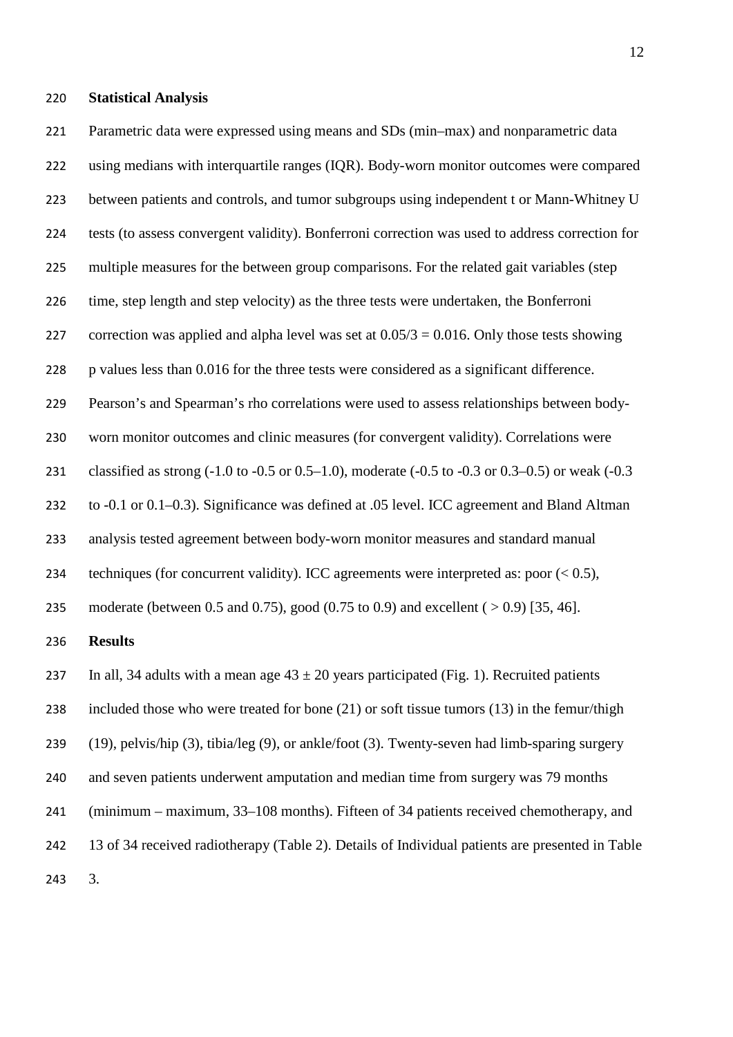## Statistical Analysis

Parametric data were expressed using means and SDs (min–max) and nonparametric data using medians with interquartile ranges (IQR). Body-worn monitor outcomes were compared between patients and controls, and tumor subgroups using independent t or Mann-Whitney U tests (to assess convergent validity). Bonferroni correction was used to address correction for multiple measures for the between group comparisons. For the related gait variables (step time, step length and step velocity) as the three tests were undertaken, the Bonferroni correction was applied and alpha level was set at $0.05/3 = 0.016$. Only those tests showing p values less than 0.016 for the three tests were considered as a significant difference. Pearson's and Spearman's rho correlations were used to assess relationships between body-worn monitor outcomes and clinic measures (for convergent validity). Correlations were classified as strong (-1.0 to -0.5 or 0.5–1.0), moderate (-0.5 to -0.3 or 0.3–0.5) or weak (-0.3 to -0.1 or 0.1–0.3). Significance was defined at .05 level. ICC agreement and Bland Altman analysis tested agreement between body-worn monitor measures and standard manual techniques (for concurrent validity). ICC agreements were interpreted as: poor ($< 0.5$), moderate (between 0.5 and 0.75), good (0.75 to 0.9) and excellent ( $> 0.9$) [35, 46].

## Results

In all, 34 adults with a mean age $43 \pm 20$ years participated (Fig. 1). Recruited patients included those who were treated for bone (21) or soft tissue tumors (13) in the femur/thigh (19), pelvis/hip (3), tibia/leg (9), or ankle/foot (3). Twenty-seven had limb-sparing surgery and seven patients underwent amputation and median time from surgery was 79 months (minimum – maximum, 33–108 months). Fifteen of 34 patients received chemotherapy, and 13 of 34 received radiotherapy (Table 2). Details of Individual patients are presented in Table 3.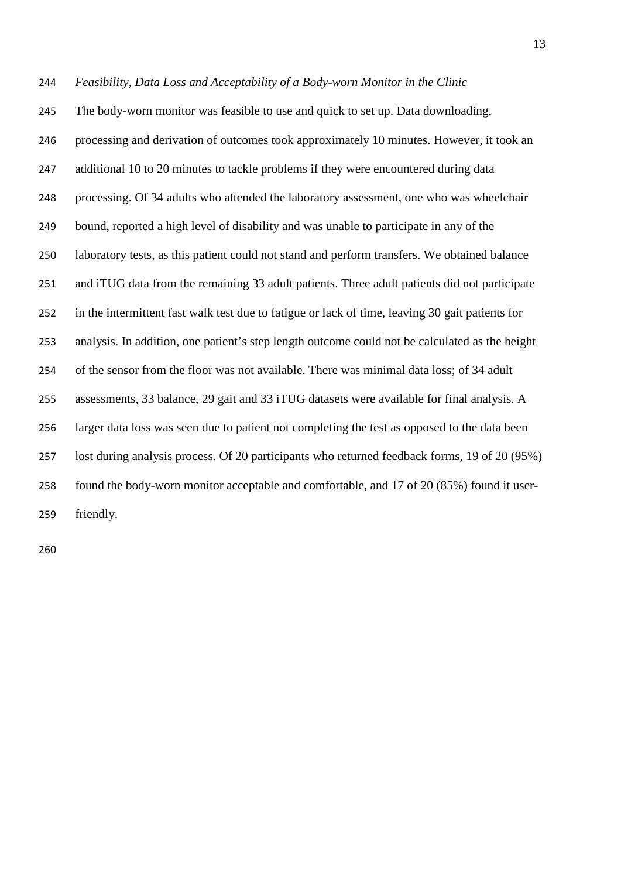*Feasibility, Data Loss and Acceptability of a Body-worn Monitor in the Clinic*

The body-worn monitor was feasible to use and quick to set up. Data downloading, processing and derivation of outcomes took approximately 10 minutes. However, it took an additional 10 to 20 minutes to tackle problems if they were encountered during data processing. Of 34 adults who attended the laboratory assessment, one who was wheelchair bound, reported a high level of disability and was unable to participate in any of the laboratory tests, as this patient could not stand and perform transfers. We obtained balance and iTUG data from the remaining 33 adult patients. Three adult patients did not participate in the intermittent fast walk test due to fatigue or lack of time, leaving 30 gait patients for analysis. In addition, one patient's step length outcome could not be calculated as the height of the sensor from the floor was not available. There was minimal data loss; of 34 adult assessments, 33 balance, 29 gait and 33 iTUG datasets were available for final analysis. A larger data loss was seen due to patient not completing the test as opposed to the data been lost during analysis process. Of 20 participants who returned feedback forms, 19 of 20 (95%) found the body-worn monitor acceptable and comfortable, and 17 of 20 (85%) found it user-friendly.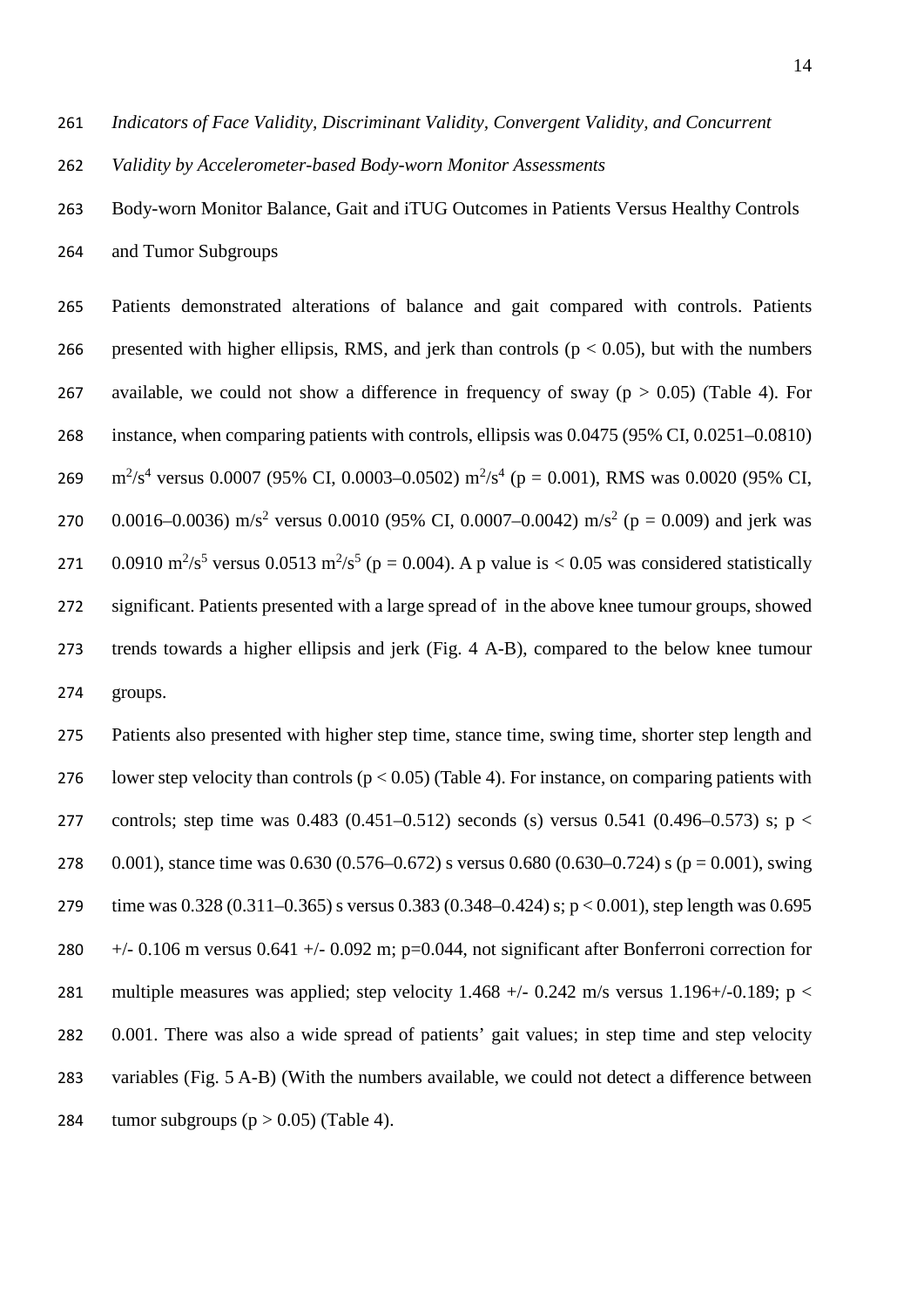*Indicators of Face Validity, Discriminant Validity, Convergent Validity, and Concurrent Validity by Accelerometer-based Body-worn Monitor Assessments*

Body-worn Monitor Balance, Gait and iTUG Outcomes in Patients Versus Healthy Controls and Tumor Subgroups

Patients demonstrated alterations of balance and gait compared with controls. Patients presented with higher ellipsis, RMS, and jerk than controls ($p < 0.05$), but with the numbers available, we could not show a difference in frequency of sway ($p > 0.05$) (Table 4). For instance, when comparing patients with controls, ellipsis was 0.0475 (95% CI, 0.0251–0.0810) $m^2/s^4$ versus 0.0007 (95% CI, 0.0003–0.0502) $m^2/s^4$ ($p = 0.001$), RMS was 0.0020 (95% CI, 0.0016–0.0036) $m/s^2$ versus 0.0010 (95% CI, 0.0007–0.0042) $m/s^2$ ($p = 0.009$) and jerk was 0.0910 $m^2/s^5$ versus 0.0513 $m^2/s^5$ ($p = 0.004$). A p value is < 0.05 was considered statistically significant. Patients presented with a large spread of in the above knee tumour groups, showed trends towards a higher ellipsis and jerk (Fig. 4 A-B), compared to the below knee tumour groups.

Patients also presented with higher step time, stance time, swing time, shorter step length and lower step velocity than controls ($p < 0.05$) (Table 4). For instance, on comparing patients with controls; step time was 0.483 (0.451–0.512) seconds (s) versus 0.541 (0.496–0.573) s; $p < 0.001$), stance time was 0.630 (0.576–0.672) s versus 0.680 (0.630–0.724) s ($p = 0.001$), swing time was 0.328 (0.311–0.365) s versus 0.383 (0.348–0.424) s; $p < 0.001$), step length was 0.695 +/- 0.106 m versus 0.641 +/- 0.092 m; p=0.044, not significant after Bonferroni correction for multiple measures was applied; step velocity 1.468 +/- 0.242 m/s versus 1.196+/-0.189; $p < 0.001$. There was also a wide spread of patients' gait values; in step time and step velocity variables (Fig. 5 A-B) (With the numbers available, we could not detect a difference between tumor subgroups ($p > 0.05$) (Table 4).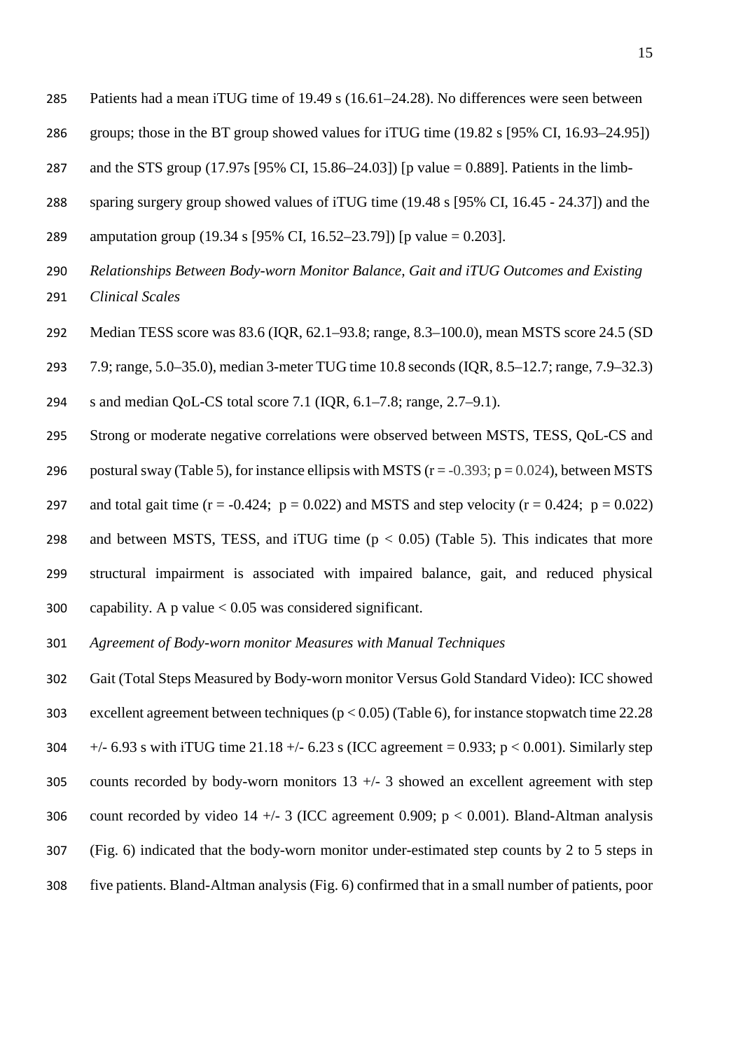Patients had a mean iTUG time of 19.49 s (16.61–24.28). No differences were seen between groups; those in the BT group showed values for iTUG time (19.82 s [95% CI, 16.93–24.95]) and the STS group (17.97s [95% CI, 15.86–24.03]) [p value = 0.889]. Patients in the limb-sparing surgery group showed values of iTUG time (19.48 s [95% CI, 16.45 - 24.37]) and the amputation group (19.34 s [95% CI, 16.52–23.79]) [p value = 0.203].

*Relationships Between Body-worn Monitor Balance, Gait and iTUG Outcomes and Existing Clinical Scales*

Median TESS score was 83.6 (IQR, 62.1–93.8; range, 8.3–100.0), mean MSTS score 24.5 (SD 7.9; range, 5.0–35.0), median 3-meter TUG time 10.8 seconds (IQR, 8.5–12.7; range, 7.9–32.3) s and median QoL-CS total score 7.1 (IQR, 6.1–7.8; range, 2.7–9.1).

Strong or moderate negative correlations were observed between MSTS, TESS, QoL-CS and postural sway (Table 5), for instance ellipsis with MSTS ($r = -0.393$; $p = 0.024$), between MSTS and total gait time ($r = -0.424$; $p = 0.022$) and MSTS and step velocity ($r = 0.424$; $p = 0.022$) and between MSTS, TESS, and iTUG time ($p < 0.05$) (Table 5). This indicates that more structural impairment is associated with impaired balance, gait, and reduced physical capability. A p value $< 0.05$ was considered significant.

*Agreement of Body-worn monitor Measures with Manual Techniques*

Gait (Total Steps Measured by Body-worn monitor Versus Gold Standard Video): ICC showed excellent agreement between techniques ($p < 0.05$) (Table 6), for instance stopwatch time 22.28 +/- 6.93 s with iTUG time 21.18 +/- 6.23 s (ICC agreement = 0.933; $p < 0.001$). Similarly step counts recorded by body-worn monitors 13 +/- 3 showed an excellent agreement with step count recorded by video 14 +/- 3 (ICC agreement 0.909; $p < 0.001$). Bland-Altman analysis (Fig. 6) indicated that the body-worn monitor under-estimated step counts by 2 to 5 steps in five patients. Bland-Altman analysis (Fig. 6) confirmed that in a small number of patients, poor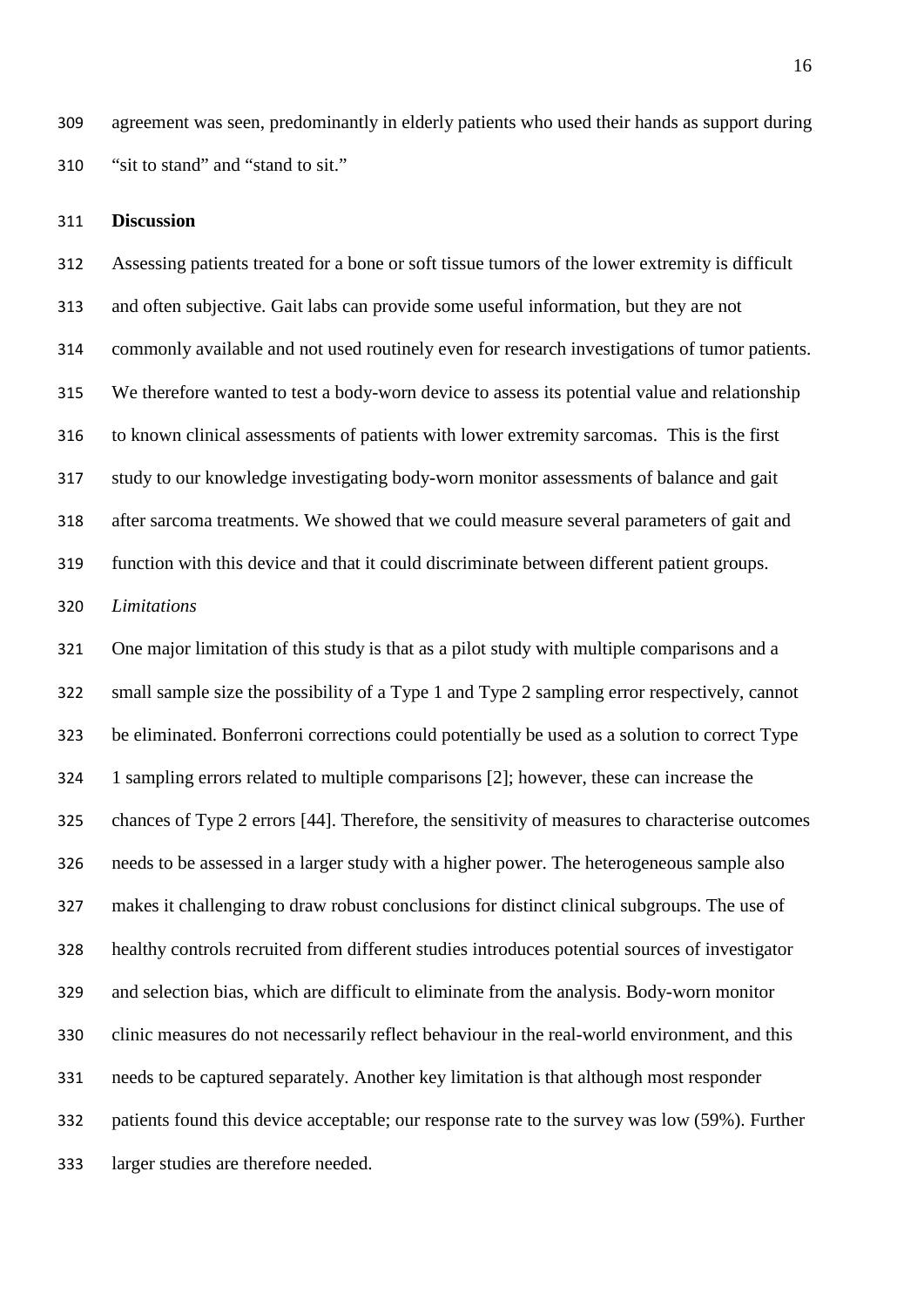agreement was seen, predominantly in elderly patients who used their hands as support during "sit to stand" and "stand to sit."

**Discussion**

Assessing patients treated for a bone or soft tissue tumors of the lower extremity is difficult and often subjective. Gait labs can provide some useful information, but they are not commonly available and not used routinely even for research investigations of tumor patients. We therefore wanted to test a body-worn device to assess its potential value and relationship to known clinical assessments of patients with lower extremity sarcomas. This is the first study to our knowledge investigating body-worn monitor assessments of balance and gait after sarcoma treatments. We showed that we could measure several parameters of gait and function with this device and that it could discriminate between different patient groups.

*Limitations*

One major limitation of this study is that as a pilot study with multiple comparisons and a small sample size the possibility of a Type 1 and Type 2 sampling error respectively, cannot be eliminated. Bonferroni corrections could potentially be used as a solution to correct Type 1 sampling errors related to multiple comparisons [2]; however, these can increase the chances of Type 2 errors [44]. Therefore, the sensitivity of measures to characterise outcomes needs to be assessed in a larger study with a higher power. The heterogeneous sample also makes it challenging to draw robust conclusions for distinct clinical subgroups. The use of healthy controls recruited from different studies introduces potential sources of investigator and selection bias, which are difficult to eliminate from the analysis. Body-worn monitor clinic measures do not necessarily reflect behaviour in the real-world environment, and this needs to be captured separately. Another key limitation is that although most responder patients found this device acceptable; our response rate to the survey was low (59%). Further larger studies are therefore needed.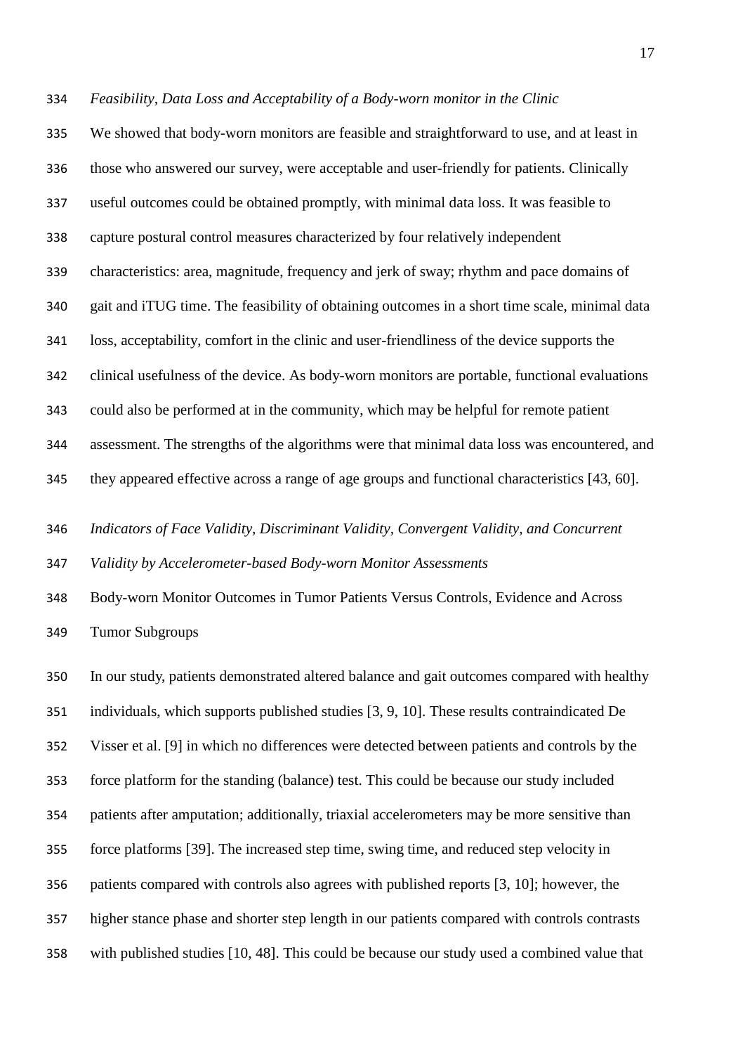*Feasibility, Data Loss and Acceptability of a Body-worn monitor in the Clinic*

We showed that body-worn monitors are feasible and straightforward to use, and at least in those who answered our survey, were acceptable and user-friendly for patients. Clinically useful outcomes could be obtained promptly, with minimal data loss. It was feasible to capture postural control measures characterized by four relatively independent characteristics: area, magnitude, frequency and jerk of sway; rhythm and pace domains of gait and iTUG time. The feasibility of obtaining outcomes in a short time scale, minimal data loss, acceptability, comfort in the clinic and user-friendliness of the device supports the clinical usefulness of the device. As body-worn monitors are portable, functional evaluations could also be performed at in the community, which may be helpful for remote patient assessment. The strengths of the algorithms were that minimal data loss was encountered, and they appeared effective across a range of age groups and functional characteristics [43, 60].

*Indicators of Face Validity, Discriminant Validity, Convergent Validity, and Concurrent Validity by Accelerometer-based Body-worn Monitor Assessments*

Body-worn Monitor Outcomes in Tumor Patients Versus Controls, Evidence and Across Tumor Subgroups

In our study, patients demonstrated altered balance and gait outcomes compared with healthy individuals, which supports published studies [3, 9, 10]. These results contraindicated De Visser et al. [9] in which no differences were detected between patients and controls by the force platform for the standing (balance) test. This could be because our study included patients after amputation; additionally, triaxial accelerometers may be more sensitive than force platforms [39]. The increased step time, swing time, and reduced step velocity in patients compared with controls also agrees with published reports [3, 10]; however, the higher stance phase and shorter step length in our patients compared with controls contrasts with published studies [10, 48]. This could be because our study used a combined value that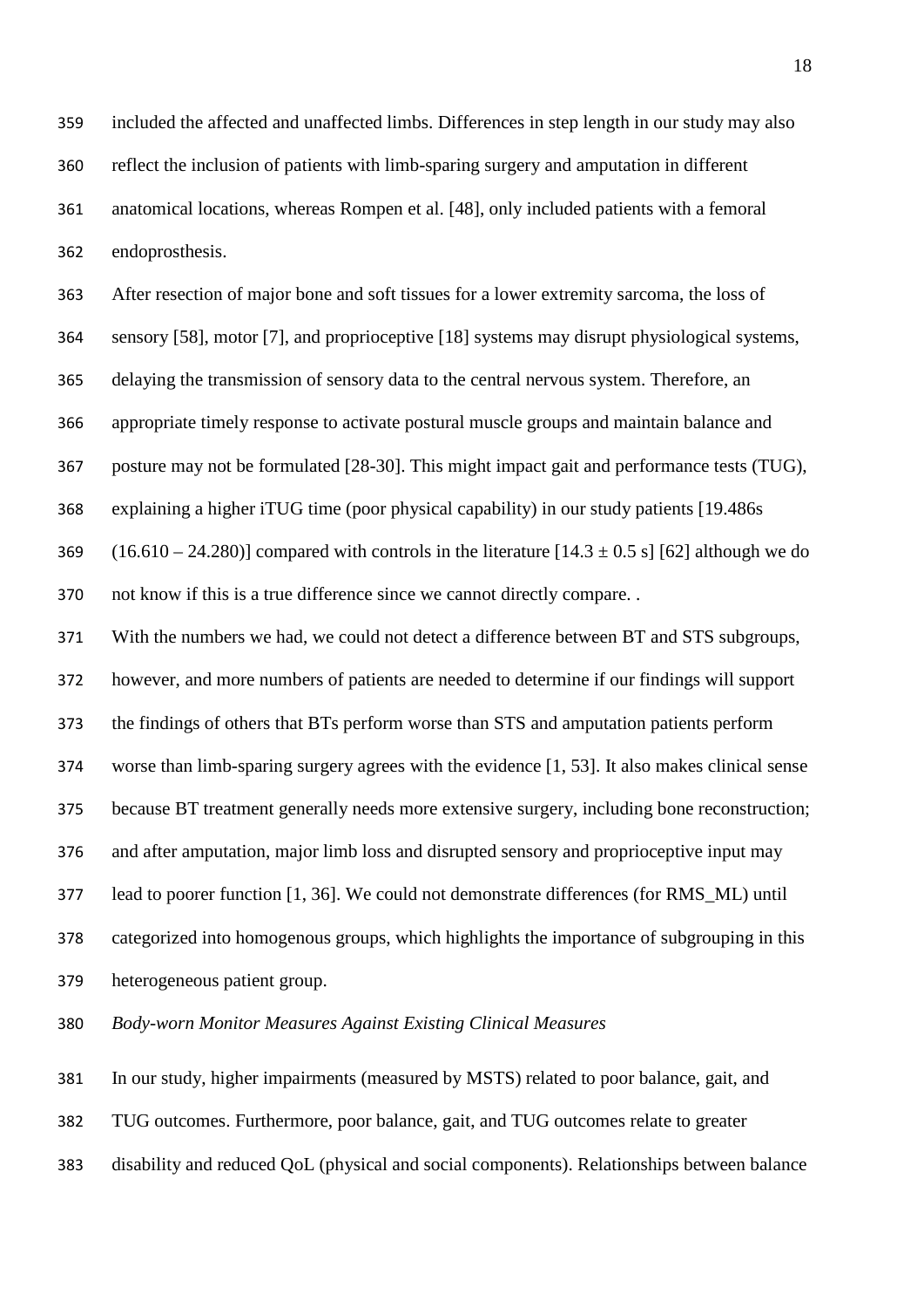included the affected and unaffected limbs. Differences in step length in our study may also reflect the inclusion of patients with limb-sparing surgery and amputation in different anatomical locations, whereas Rompen et al. [48], only included patients with a femoral endoprosthesis.

After resection of major bone and soft tissues for a lower extremity sarcoma, the loss of sensory [58], motor [7], and proprioceptive [18] systems may disrupt physiological systems, delaying the transmission of sensory data to the central nervous system. Therefore, an appropriate timely response to activate postural muscle groups and maintain balance and posture may not be formulated [28-30]. This might impact gait and performance tests (TUG), explaining a higher iTUG time (poor physical capability) in our study patients [19.486s (16.610 – 24.280)] compared with controls in the literature [$14.3 \pm 0.5$ s] [62] although we do not know if this is a true difference since we cannot directly compare. .

With the numbers we had, we could not detect a difference between BT and STS subgroups, however, and more numbers of patients are needed to determine if our findings will support the findings of others that BTs perform worse than STS and amputation patients perform worse than limb-sparing surgery agrees with the evidence [1, 53]. It also makes clinical sense because BT treatment generally needs more extensive surgery, including bone reconstruction; and after amputation, major limb loss and disrupted sensory and proprioceptive input may lead to poorer function [1, 36]. We could not demonstrate differences (for RMS_ML) until categorized into homogenous groups, which highlights the importance of subgrouping in this heterogeneous patient group.

*Body-worn Monitor Measures Against Existing Clinical Measures*

In our study, higher impairments (measured by MSTS) related to poor balance, gait, and TUG outcomes. Furthermore, poor balance, gait, and TUG outcomes relate to greater disability and reduced QoL (physical and social components). Relationships between balance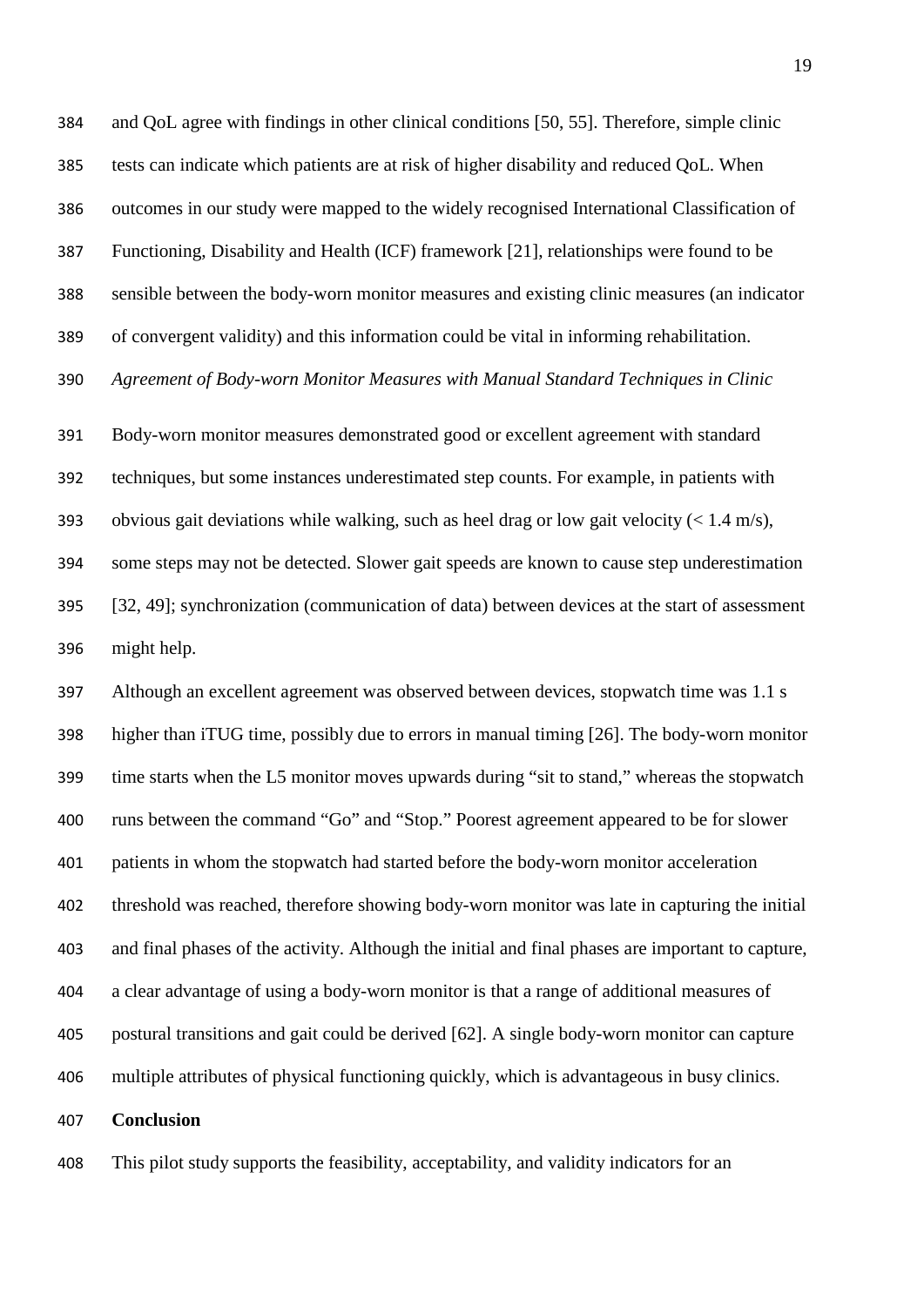and QoL agree with findings in other clinical conditions [50, 55]. Therefore, simple clinic tests can indicate which patients are at risk of higher disability and reduced QoL. When outcomes in our study were mapped to the widely recognised International Classification of Functioning, Disability and Health (ICF) framework [21], relationships were found to be sensible between the body-worn monitor measures and existing clinic measures (an indicator of convergent validity) and this information could be vital in informing rehabilitation.

*Agreement of Body-worn Monitor Measures with Manual Standard Techniques in Clinic*

Body-worn monitor measures demonstrated good or excellent agreement with standard techniques, but some instances underestimated step counts. For example, in patients with obvious gait deviations while walking, such as heel drag or low gait velocity (< 1.4 m/s), some steps may not be detected. Slower gait speeds are known to cause step underestimation [32, 49]; synchronization (communication of data) between devices at the start of assessment might help.

Although an excellent agreement was observed between devices, stopwatch time was 1.1 s higher than iTUG time, possibly due to errors in manual timing [26]. The body-worn monitor time starts when the L5 monitor moves upwards during "sit to stand," whereas the stopwatch runs between the command "Go" and "Stop." Poorest agreement appeared to be for slower patients in whom the stopwatch had started before the body-worn monitor acceleration threshold was reached, therefore showing body-worn monitor was late in capturing the initial and final phases of the activity. Although the initial and final phases are important to capture, a clear advantage of using a body-worn monitor is that a range of additional measures of postural transitions and gait could be derived [62]. A single body-worn monitor can capture multiple attributes of physical functioning quickly, which is advantageous in busy clinics.

## Conclusion

This pilot study supports the feasibility, acceptability, and validity indicators for an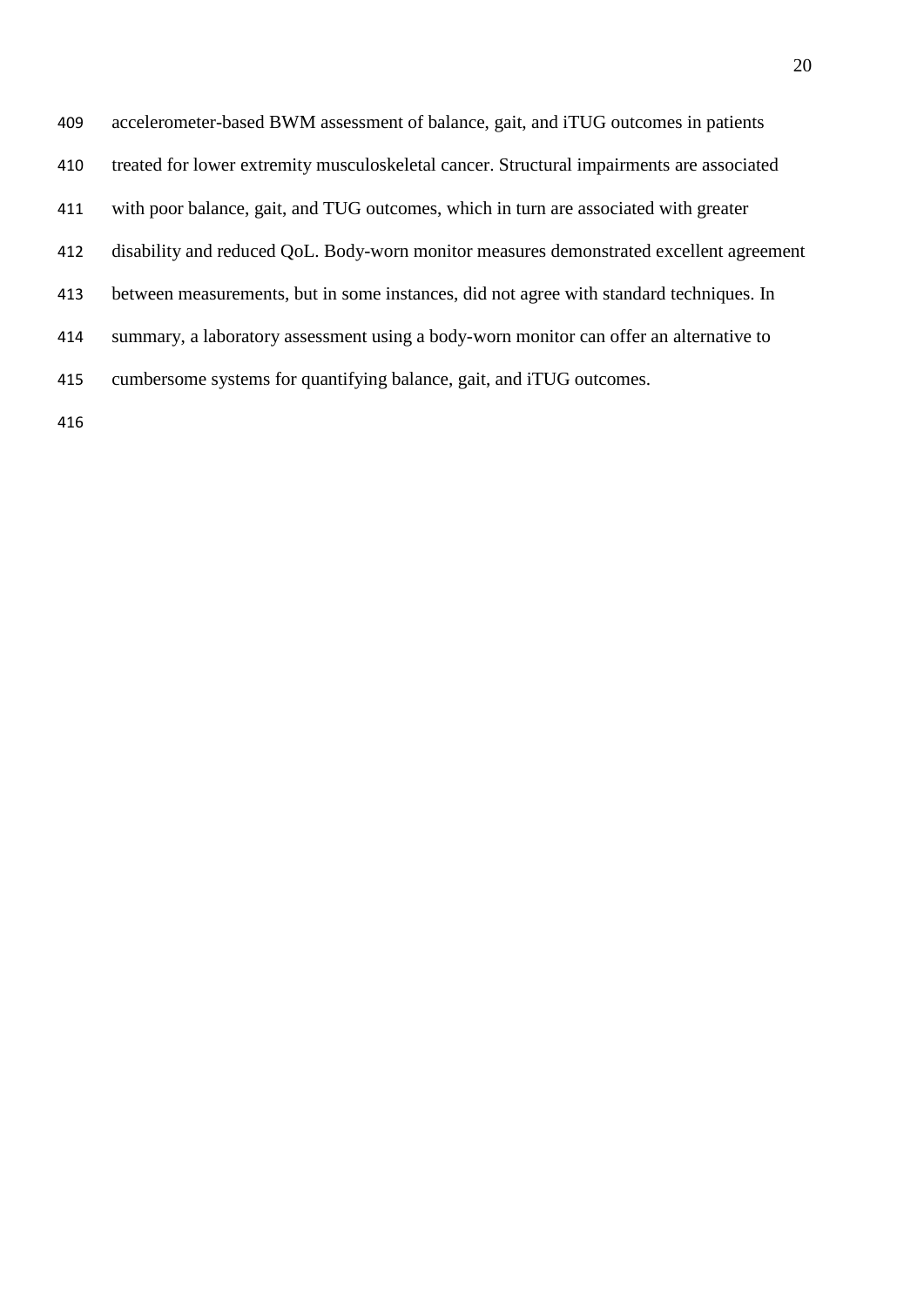accelerometer-based BWM assessment of balance, gait, and iTUG outcomes in patients treated for lower extremity musculoskeletal cancer. Structural impairments are associated with poor balance, gait, and TUG outcomes, which in turn are associated with greater disability and reduced QoL. Body-worn monitor measures demonstrated excellent agreement between measurements, but in some instances, did not agree with standard techniques. In summary, a laboratory assessment using a body-worn monitor can offer an alternative to cumbersome systems for quantifying balance, gait, and iTUG outcomes.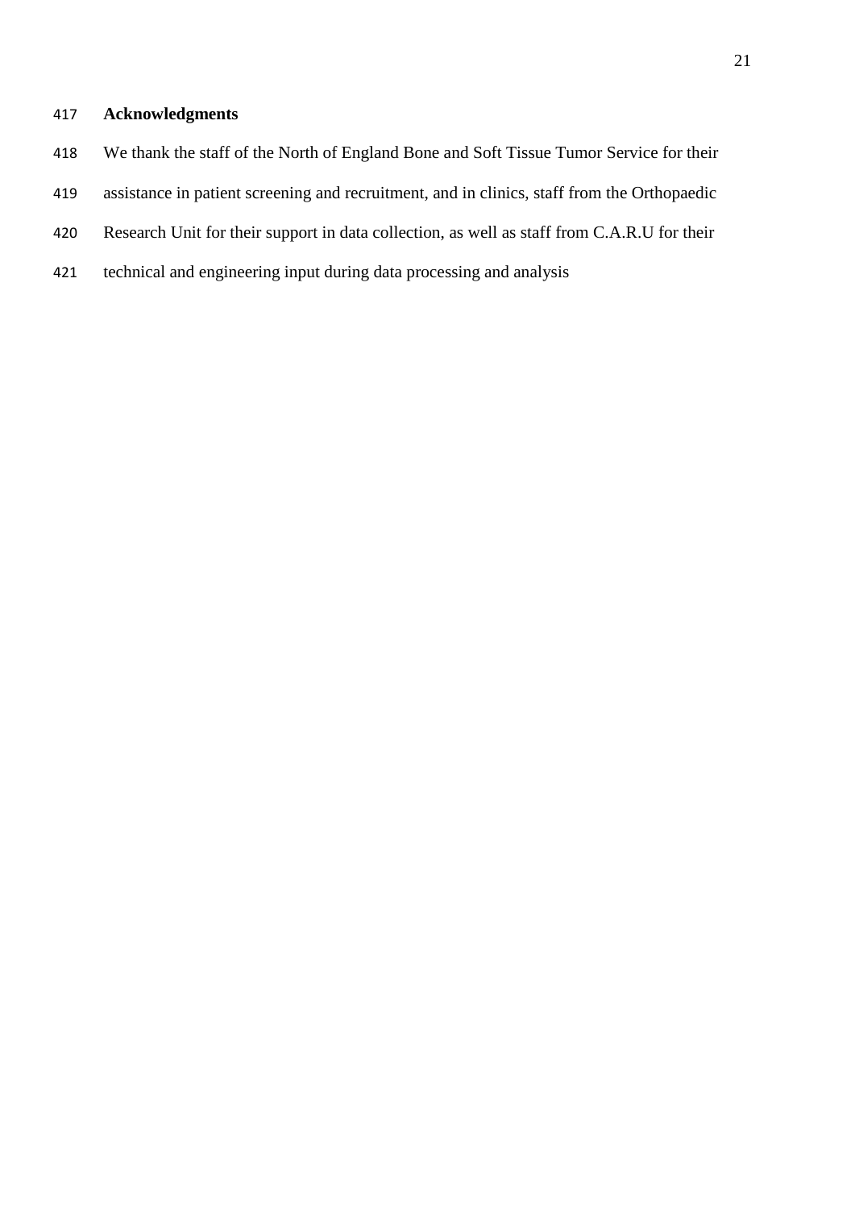## Acknowledgments

We thank the staff of the North of England Bone and Soft Tissue Tumor Service for their assistance in patient screening and recruitment, and in clinics, staff from the Orthopaedic Research Unit for their support in data collection, as well as staff from C.A.R.U for their technical and engineering input during data processing and analysis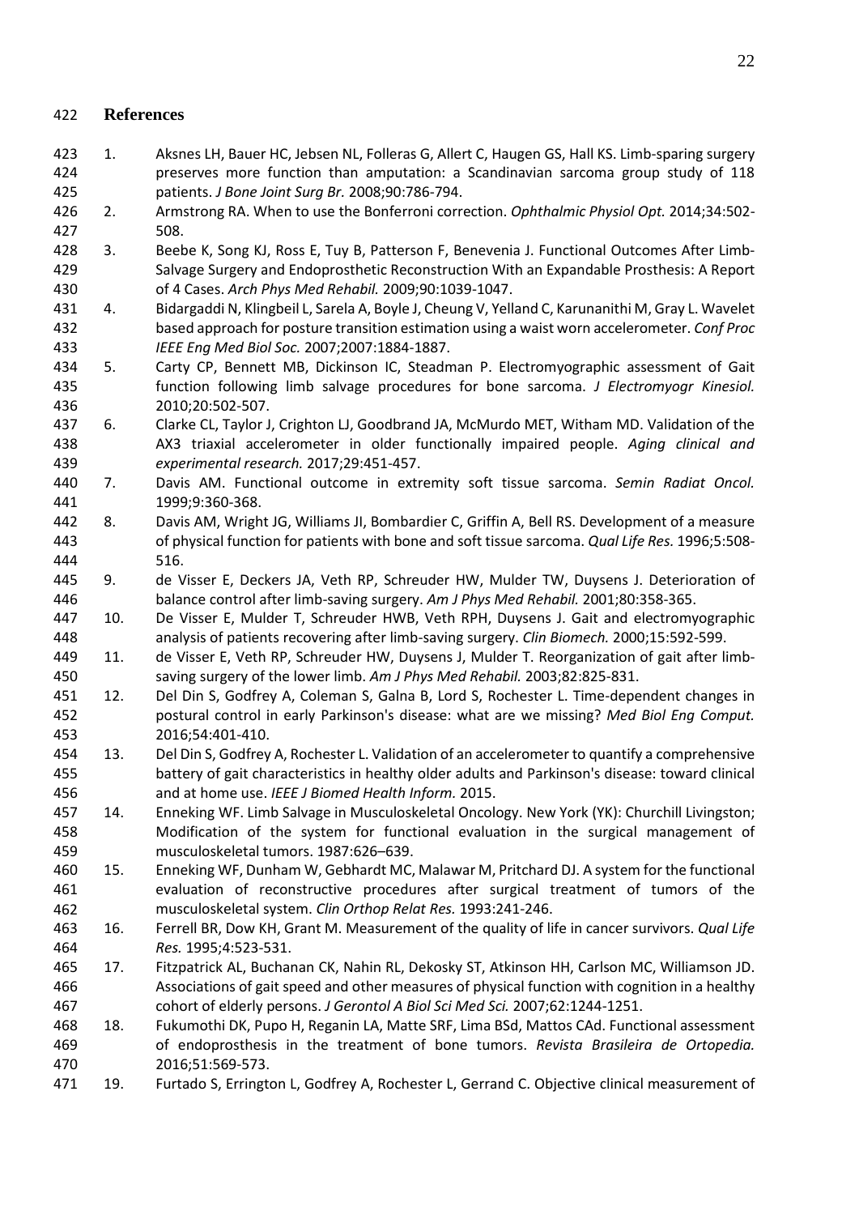## References

1. Aksnes LH, Bauer HC, Jebsen NL, Folleras G, Allert C, Haugen GS, Hall KS. Limb-sparing surgery preserves more function than amputation: a Scandinavian sarcoma group study of 118 patients. *J Bone Joint Surg Br.* 2008;90:786-794.
2. Armstrong RA. When to use the Bonferroni correction. *Ophthalmic Physiol Opt.* 2014;34:502-508.
3. Beebe K, Song KJ, Ross E, Tuy B, Patterson F, Benevenia J. Functional Outcomes After Limb-Salvage Surgery and Endoprosthetic Reconstruction With an Expandable Prosthesis: A Report of 4 Cases. *Arch Phys Med Rehabil.* 2009;90:1039-1047.
4. Bidargaddi N, Klingbeil L, Sarela A, Boyle J, Cheung V, Yelland C, Karunanithi M, Gray L. Wavelet based approach for posture transition estimation using a waist worn accelerometer. *Conf Proc IEEE Eng Med Biol Soc.* 2007;2007:1884-1887.
5. Carty CP, Bennett MB, Dickinson IC, Steadman P. Electromyographic assessment of Gait function following limb salvage procedures for bone sarcoma. *J Electromyogr Kinesiol.* 2010;20:502-507.
6. Clarke CL, Taylor J, Crighton LJ, Goodbrand JA, McMurdo MET, Witham MD. Validation of the AX3 triaxial accelerometer in older functionally impaired people. *Aging clinical and experimental research.* 2017;29:451-457.
7. Davis AM. Functional outcome in extremity soft tissue sarcoma. *Semin Radiat Oncol.* 1999;9:360-368.
8. Davis AM, Wright JG, Williams JI, Bombardier C, Griffin A, Bell RS. Development of a measure of physical function for patients with bone and soft tissue sarcoma. *Qual Life Res.* 1996;5:508-516.
9. de Visser E, Deckers JA, Veth RP, Schreuder HW, Mulder TW, Duysens J. Deterioration of balance control after limb-saving surgery. *Am J Phys Med Rehabil.* 2001;80:358-365.
10. De Visser E, Mulder T, Schreuder HWB, Veth RPH, Duysens J. Gait and electromyographic analysis of patients recovering after limb-saving surgery. *Clin Biomech.* 2000;15:592-599.
11. de Visser E, Veth RP, Schreuder HW, Duysens J, Mulder T. Reorganization of gait after limb-saving surgery of the lower limb. *Am J Phys Med Rehabil.* 2003;82:825-831.
12. Del Din S, Godfrey A, Coleman S, Galna B, Lord S, Rochester L. Time-dependent changes in postural control in early Parkinson's disease: what are we missing? *Med Biol Eng Comput.* 2016;54:401-410.
13. Del Din S, Godfrey A, Rochester L. Validation of an accelerometer to quantify a comprehensive battery of gait characteristics in healthy older adults and Parkinson's disease: toward clinical and at home use. *IEEE J Biomed Health Inform.* 2015.
14. Enneking WF. Limb Salvage in Musculoskeletal Oncology. New York (YK): Churchill Livingston; Modification of the system for functional evaluation in the surgical management of musculoskeletal tumors. 1987:626–639.
15. Enneking WF, Dunham W, Gebhardt MC, Malawar M, Pritchard DJ. A system for the functional evaluation of reconstructive procedures after surgical treatment of tumors of the musculoskeletal system. *Clin Orthop Relat Res.* 1993:241-246.
16. Ferrell BR, Dow KH, Grant M. Measurement of the quality of life in cancer survivors. *Qual Life Res.* 1995;4:523-531.
17. Fitzpatrick AL, Buchanan CK, Nahin RL, Dekosky ST, Atkinson HH, Carlson MC, Williamson JD. Associations of gait speed and other measures of physical function with cognition in a healthy cohort of elderly persons. *J Gerontol A Biol Sci Med Sci.* 2007;62:1244-1251.
18. Fukumothi DK, Pupo H, Reganin LA, Matte SRF, Lima BSd, Mattos CAd. Functional assessment of endoprosthesis in the treatment of bone tumors. *Revista Brasileira de Ortopedia.* 2016;51:569-573.
19. Furtado S, Errington L, Godfrey A, Rochester L, Gerrand C. Objective clinical measurement of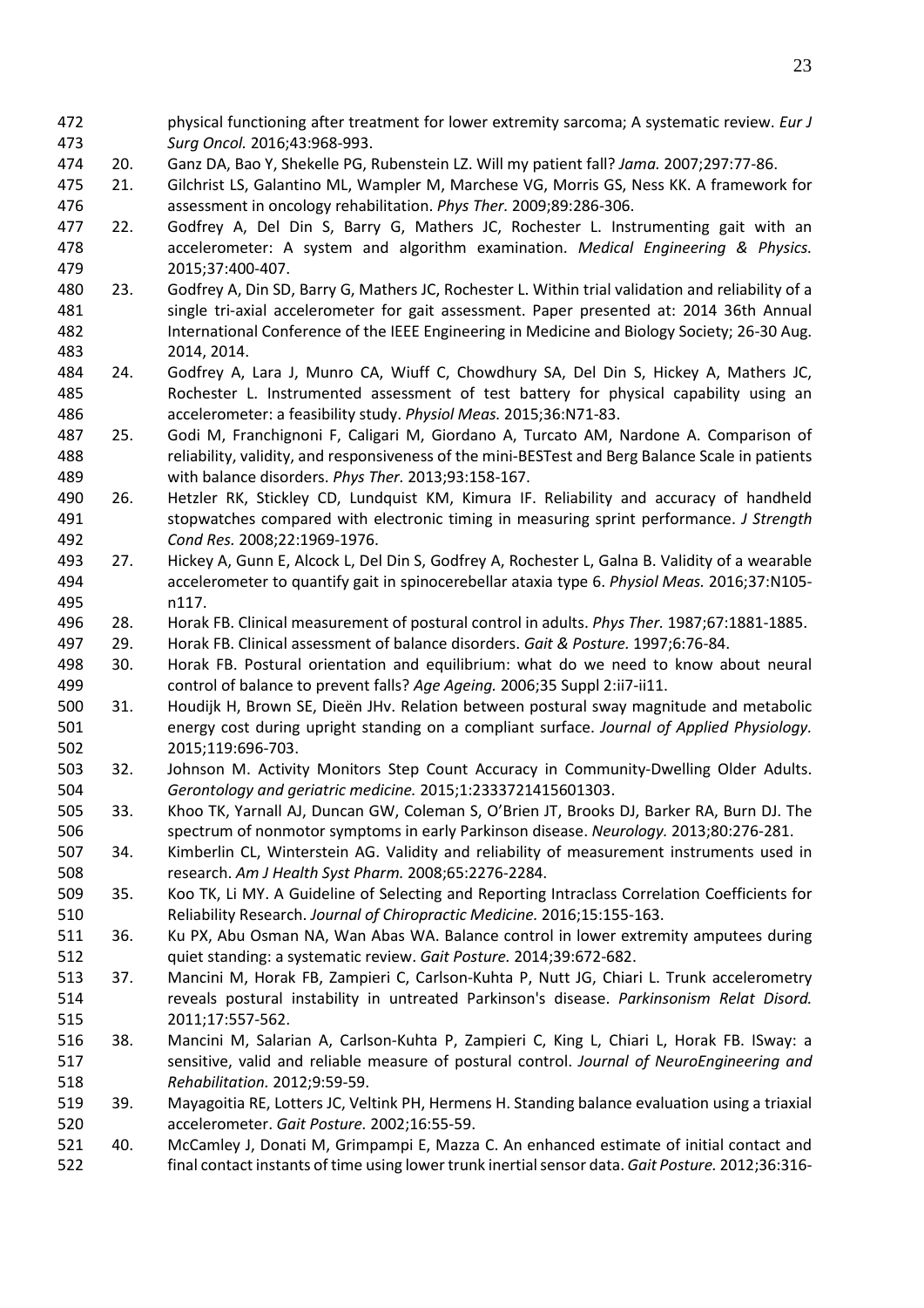physical functioning after treatment for lower extremity sarcoma; A systematic review. *Eur J Surg Oncol.* 2016;43:968-993.

20. Ganz DA, Bao Y, Shekelle PG, Rubenstein LZ. Will my patient fall? *Jama.* 2007;297:77-86.
21. Gilchrist LS, Galantino ML, Wampler M, Marchese VG, Morris GS, Ness KK. A framework for assessment in oncology rehabilitation. *Phys Ther.* 2009;89:286-306.
22. Godfrey A, Del Din S, Barry G, Mathers JC, Rochester L. Instrumenting gait with an accelerometer: A system and algorithm examination. *Medical Engineering & Physics.* 2015;37:400-407.
23. Godfrey A, Din SD, Barry G, Mathers JC, Rochester L. Within trial validation and reliability of a single tri-axial accelerometer for gait assessment. Paper presented at: 2014 36th Annual International Conference of the IEEE Engineering in Medicine and Biology Society; 26-30 Aug. 2014, 2014.
24. Godfrey A, Lara J, Munro CA, Wiuff C, Chowdhury SA, Del Din S, Hickey A, Mathers JC, Rochester L. Instrumented assessment of test battery for physical capability using an accelerometer: a feasibility study. *Physiol Meas.* 2015;36:N71-83.
25. Godi M, Franchignoni F, Caligari M, Giordano A, Turcato AM, Nardone A. Comparison of reliability, validity, and responsiveness of the mini-BESTest and Berg Balance Scale in patients with balance disorders. *Phys Ther.* 2013;93:158-167.
26. Hetzler RK, Stickley CD, Lundquist KM, Kimura IF. Reliability and accuracy of handheld stopwatches compared with electronic timing in measuring sprint performance. *J Strength Cond Res.* 2008;22:1969-1976.
27. Hickey A, Gunn E, Alcock L, Del Din S, Godfrey A, Rochester L, Galna B. Validity of a wearable accelerometer to quantify gait in spinocerebellar ataxia type 6. *Physiol Meas.* 2016;37:N105-n117.
28. Horak FB. Clinical measurement of postural control in adults. *Phys Ther.* 1987;67:1881-1885.
29. Horak FB. Clinical assessment of balance disorders. *Gait & Posture.* 1997;6:76-84.
30. Horak FB. Postural orientation and equilibrium: what do we need to know about neural control of balance to prevent falls? *Age Ageing.* 2006;35 Suppl 2:ii7-ii11.
31. Houdijk H, Brown SE, Dieën JHv. Relation between postural sway magnitude and metabolic energy cost during upright standing on a compliant surface. *Journal of Applied Physiology.* 2015;119:696-703.
32. Johnson M. Activity Monitors Step Count Accuracy in Community-Dwelling Older Adults. *Gerontology and geriatric medicine.* 2015;1:2333721415601303.
33. Khoo TK, Yarnall AJ, Duncan GW, Coleman S, O'Brien JT, Brooks DJ, Barker RA, Burn DJ. The spectrum of nonmotor symptoms in early Parkinson disease. *Neurology.* 2013;80:276-281.
34. Kimberlin CL, Winterstein AG. Validity and reliability of measurement instruments used in research. *Am J Health Syst Pharm.* 2008;65:2276-2284.
35. Koo TK, Li MY. A Guideline of Selecting and Reporting Intraclass Correlation Coefficients for Reliability Research. *Journal of Chiropractic Medicine.* 2016;15:155-163.
36. Ku PX, Abu Osman NA, Wan Abas WA. Balance control in lower extremity amputees during quiet standing: a systematic review. *Gait Posture.* 2014;39:672-682.
37. Mancini M, Horak FB, Zampieri C, Carlson-Kuhta P, Nutt JG, Chiari L. Trunk accelerometry reveals postural instability in untreated Parkinson's disease. *Parkinsonism Relat Disord.* 2011;17:557-562.
38. Mancini M, Salarian A, Carlson-Kuhta P, Zampieri C, King L, Chiari L, Horak FB. ISway: a sensitive, valid and reliable measure of postural control. *Journal of NeuroEngineering and Rehabilitation.* 2012;9:59-59.
39. Mayagoitia RE, Lotters JC, Veltink PH, Hermens H. Standing balance evaluation using a triaxial accelerometer. *Gait Posture.* 2002;16:55-59.
40. McCamley J, Donati M, Grimpampi E, Mazza C. An enhanced estimate of initial contact and final contact instants of time using lower trunk inertial sensor data. *Gait Posture.* 2012;36:316-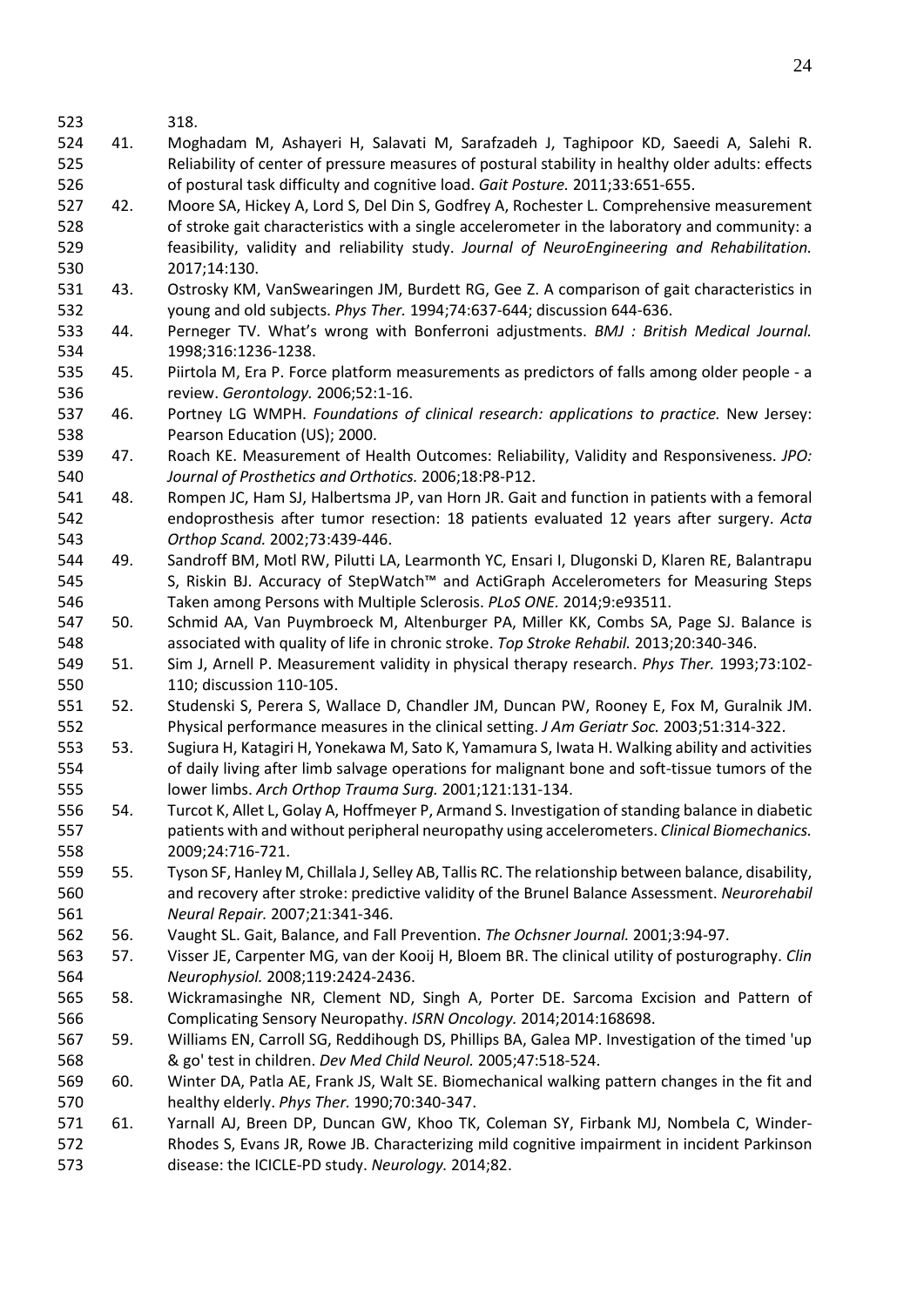318.

41. Moghadam M, Ashayeri H, Salavati M, Sarafzadeh J, Taghipoor KD, Saeedi A, Salehi R. Reliability of center of pressure measures of postural stability in healthy older adults: effects of postural task difficulty and cognitive load. *Gait Posture.* 2011;33:651-655.
42. Moore SA, Hickey A, Lord S, Del Din S, Godfrey A, Rochester L. Comprehensive measurement of stroke gait characteristics with a single accelerometer in the laboratory and community: a feasibility, validity and reliability study. *Journal of NeuroEngineering and Rehabilitation.* 2017;14:130.
43. Ostrosky KM, VanSwearingen JM, Burdett RG, Gee Z. A comparison of gait characteristics in young and old subjects. *Phys Ther.* 1994;74:637-644; discussion 644-636.
44. Perneger TV. What's wrong with Bonferroni adjustments. *BMJ : British Medical Journal.* 1998;316:1236-1238.
45. Piirtola M, Era P. Force platform measurements as predictors of falls among older people - a review. *Gerontology.* 2006;52:1-16.
46. Portney LG WMPH. *Foundations of clinical research: applications to practice.* New Jersey: Pearson Education (US); 2000.
47. Roach KE. Measurement of Health Outcomes: Reliability, Validity and Responsiveness. *JPO: Journal of Prosthetics and Orthotics.* 2006;18:P8-P12.
48. Rompen JC, Ham SJ, Halbertsma JP, van Horn JR. Gait and function in patients with a femoral endoprosthesis after tumor resection: 18 patients evaluated 12 years after surgery. *Acta Orthop Scand.* 2002;73:439-446.
49. Sandroff BM, Motl RW, Pilutti LA, Learmonth YC, Ensari I, Dlugonski D, Klaren RE, Balantrapu S, Riskin BJ. Accuracy of StepWatch™ and ActiGraph Accelerometers for Measuring Steps Taken among Persons with Multiple Sclerosis. *PLoS ONE.* 2014;9:e93511.
50. Schmid AA, Van Puymbroeck M, Altenburger PA, Miller KK, Combs SA, Page SJ. Balance is associated with quality of life in chronic stroke. *Top Stroke Rehabil.* 2013;20:340-346.
51. Sim J, Arnell P. Measurement validity in physical therapy research. *Phys Ther.* 1993;73:102-110; discussion 110-105.
52. Studenski S, Perera S, Wallace D, Chandler JM, Duncan PW, Rooney E, Fox M, Guralnik JM. Physical performance measures in the clinical setting. *J Am Geriatr Soc.* 2003;51:314-322.
53. Sugiura H, Katagiri H, Yonekawa M, Sato K, Yamamura S, Iwata H. Walking ability and activities of daily living after limb salvage operations for malignant bone and soft-tissue tumors of the lower limbs. *Arch Orthop Trauma Surg.* 2001;121:131-134.
54. Turcot K, Allet L, Golay A, Hoffmeyer P, Armand S. Investigation of standing balance in diabetic patients with and without peripheral neuropathy using accelerometers. *Clinical Biomechanics.* 2009;24:716-721.
55. Tyson SF, Hanley M, Chillala J, Selley AB, Tallis RC. The relationship between balance, disability, and recovery after stroke: predictive validity of the Brunel Balance Assessment. *Neurorehabil Neural Repair.* 2007;21:341-346.
56. Vaught SL. Gait, Balance, and Fall Prevention. *The Ochsner Journal.* 2001;3:94-97.
57. Visser JE, Carpenter MG, van der Kooij H, Bloem BR. The clinical utility of posturography. *Clin Neurophysiol.* 2008;119:2424-2436.
58. Wickramasinghe NR, Clement ND, Singh A, Porter DE. Sarcoma Excision and Pattern of Complicating Sensory Neuropathy. *ISRN Oncology.* 2014;2014:168698.
59. Williams EN, Carroll SG, Reddihough DS, Phillips BA, Galea MP. Investigation of the timed 'up & go' test in children. *Dev Med Child Neurol.* 2005;47:518-524.
60. Winter DA, Patla AE, Frank JS, Walt SE. Biomechanical walking pattern changes in the fit and healthy elderly. *Phys Ther.* 1990;70:340-347.
61. Yarnall AJ, Breen DP, Duncan GW, Khoo TK, Coleman SY, Firbank MJ, Nombela C, Winder-Rhodes S, Evans JR, Rowe JB. Characterizing mild cognitive impairment in incident Parkinson disease: the ICICLE-PD study. *Neurology.* 2014;82.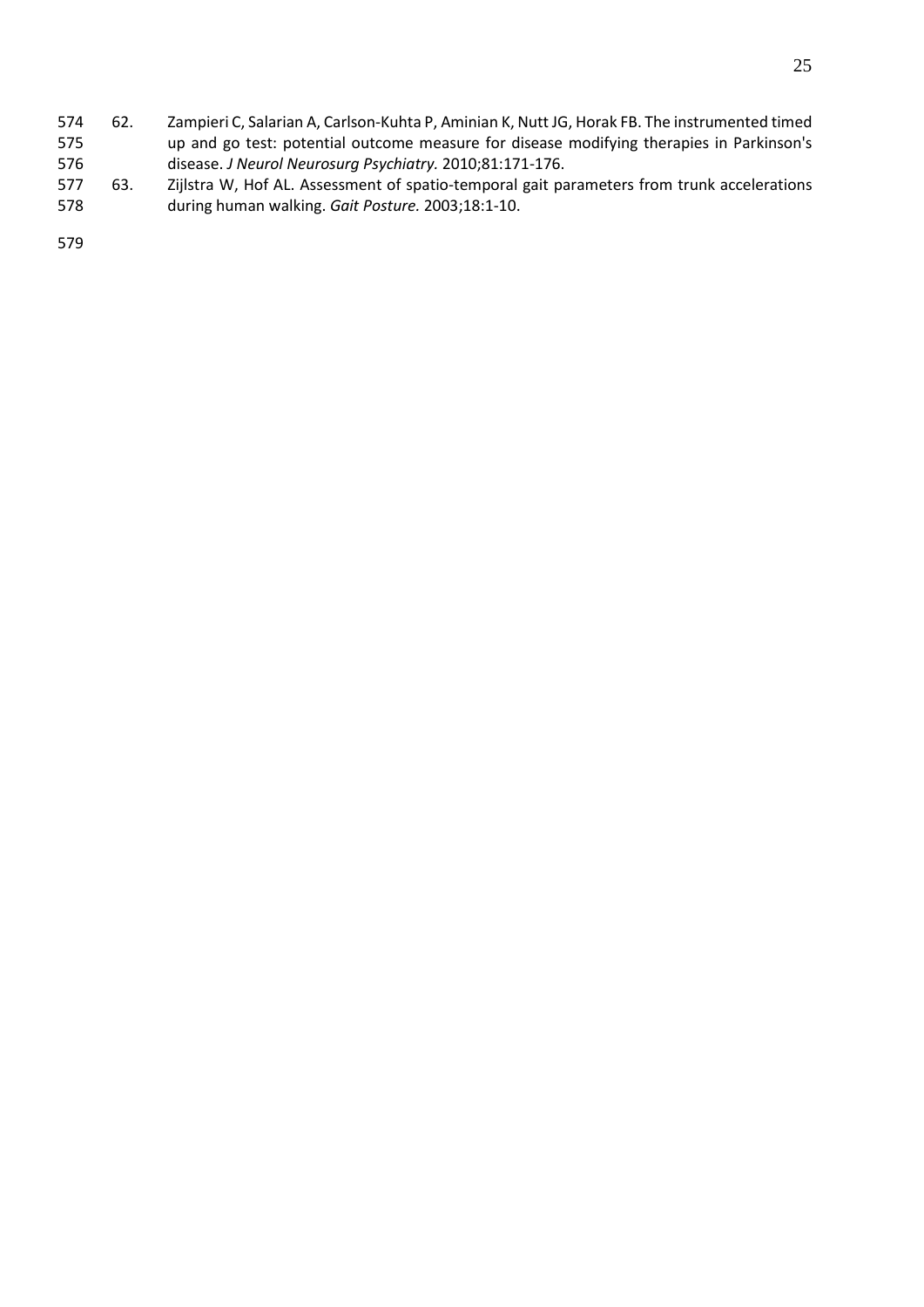62. Zampieri C, Salarian A, Carlson-Kuhta P, Aminian K, Nutt JG, Horak FB. The instrumented timed up and go test: potential outcome measure for disease modifying therapies in Parkinson's disease. *J Neurol Neurosurg Psychiatry.* 2010;81:171-176.
63. Zijlstra W, Hof AL. Assessment of spatio-temporal gait parameters from trunk accelerations during human walking. *Gait Posture.* 2003;18:1-10.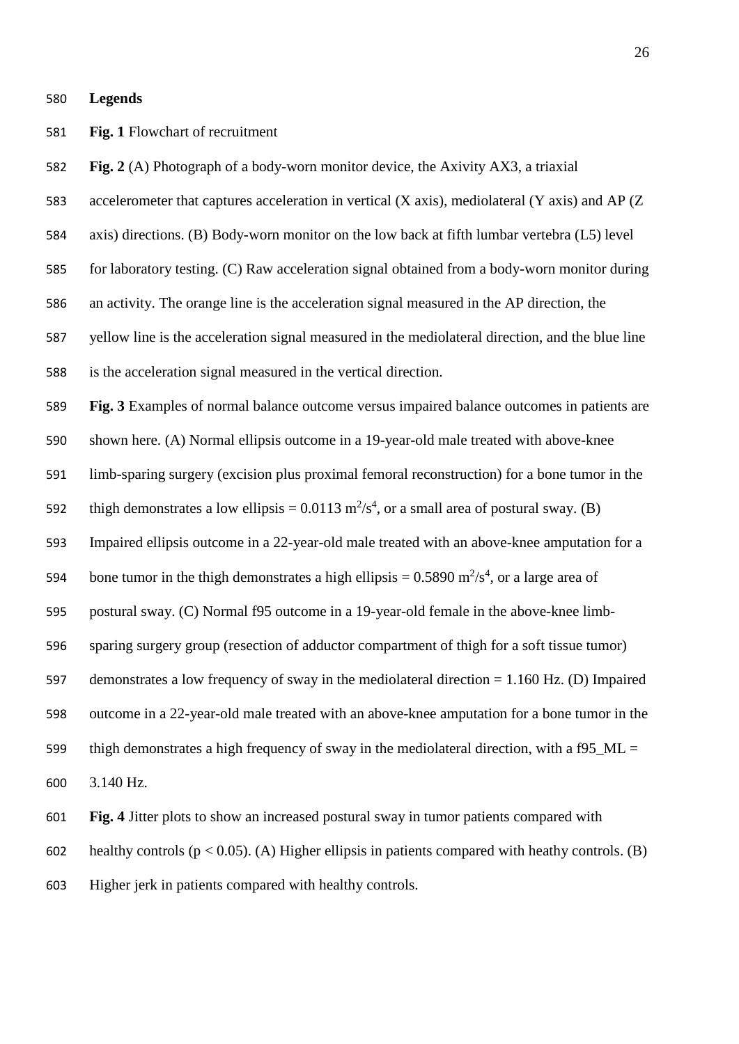**Legends**

**Fig. 1** Flowchart of recruitment

**Fig. 2** (A) Photograph of a body-worn monitor device, the Axivity AX3, a triaxial accelerometer that captures acceleration in vertical (X axis), mediolateral (Y axis) and AP (Z axis) directions. (B) Body-worn monitor on the low back at fifth lumbar vertebra (L5) level for laboratory testing. (C) Raw acceleration signal obtained from a body-worn monitor during an activity. The orange line is the acceleration signal measured in the AP direction, the yellow line is the acceleration signal measured in the mediolateral direction, and the blue line is the acceleration signal measured in the vertical direction.

**Fig. 3** Examples of normal balance outcome versus impaired balance outcomes in patients are shown here. (A) Normal ellipsis outcome in a 19-year-old male treated with above-knee limb-sparing surgery (excision plus proximal femoral reconstruction) for a bone tumor in the thigh demonstrates a low ellipsis = 0.0113 $m^2/s^4$, or a small area of postural sway. (B) Impaired ellipsis outcome in a 22-year-old male treated with an above-knee amputation for a bone tumor in the thigh demonstrates a high ellipsis = 0.5890 $m^2/s^4$, or a large area of postural sway. (C) Normal f95 outcome in a 19-year-old female in the above-knee limb-sparing surgery group (resection of adductor compartment of thigh for a soft tissue tumor) demonstrates a low frequency of sway in the mediolateral direction = 1.160 Hz. (D) Impaired outcome in a 22-year-old male treated with an above-knee amputation for a bone tumor in the thigh demonstrates a high frequency of sway in the mediolateral direction, with a f95_ML = 3.140 Hz.

**Fig. 4** Jitter plots to show an increased postural sway in tumor patients compared with healthy controls ($p < 0.05$). (A) Higher ellipsis in patients compared with heathy controls. (B) Higher jerk in patients compared with healthy controls.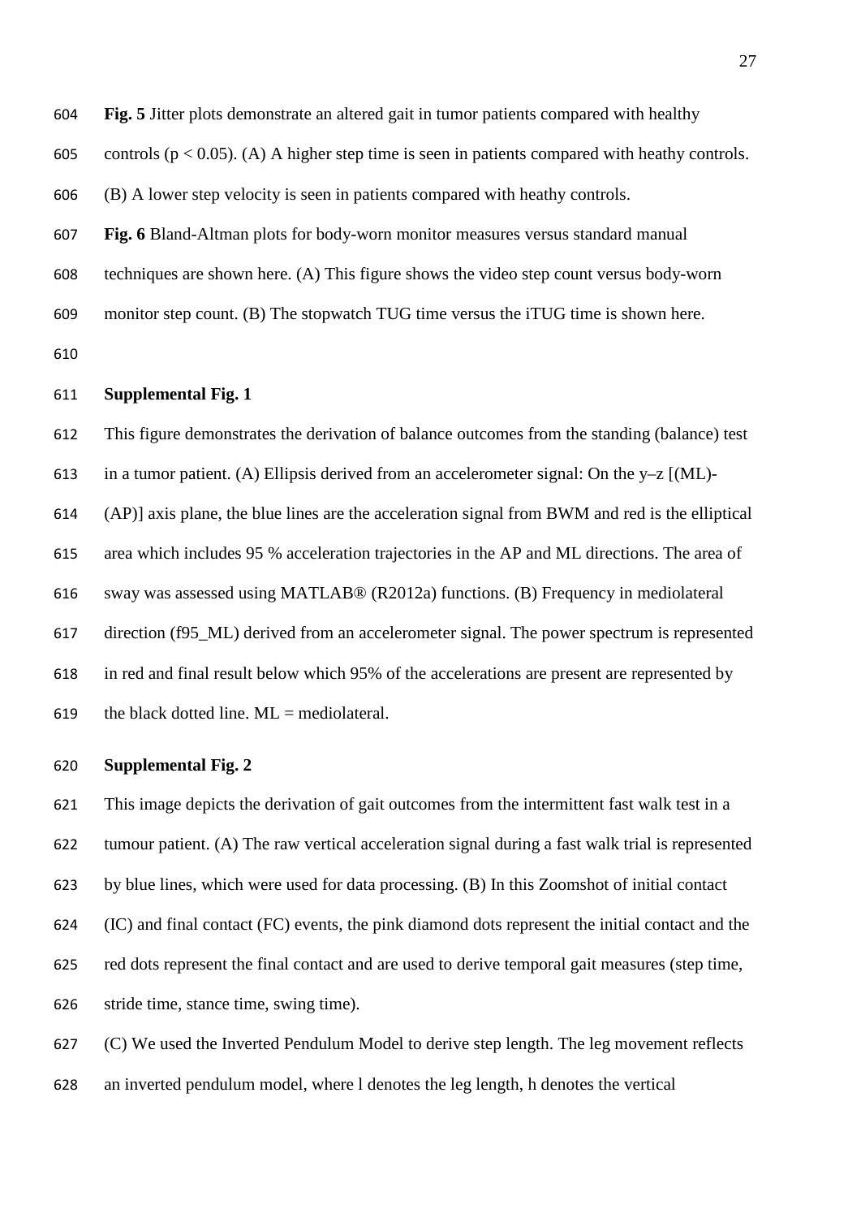**Fig. 5** Jitter plots demonstrate an altered gait in tumor patients compared with healthy controls ($p < 0.05$). (A) A higher step time is seen in patients compared with heathy controls. (B) A lower step velocity is seen in patients compared with heathy controls.

**Fig. 6** Bland-Altman plots for body-worn monitor measures versus standard manual techniques are shown here. (A) This figure shows the video step count versus body-worn monitor step count. (B) The stopwatch TUG time versus the iTUG time is shown here.

**Supplemental Fig. 1**

This figure demonstrates the derivation of balance outcomes from the standing (balance) test in a tumor patient. (A) Ellipsis derived from an accelerometer signal: On the y–z [(ML)-(AP)] axis plane, the blue lines are the acceleration signal from BWM and red is the elliptical area which includes 95 % acceleration trajectories in the AP and ML directions. The area of sway was assessed using MATLAB® (R2012a) functions. (B) Frequency in mediolateral direction (f95_ML) derived from an accelerometer signal. The power spectrum is represented in red and final result below which 95% of the accelerations are present are represented by the black dotted line. ML = mediolateral.

**Supplemental Fig. 2**

This image depicts the derivation of gait outcomes from the intermittent fast walk test in a tumour patient. (A) The raw vertical acceleration signal during a fast walk trial is represented by blue lines, which were used for data processing. (B) In this Zoomshot of initial contact (IC) and final contact (FC) events, the pink diamond dots represent the initial contact and the red dots represent the final contact and are used to derive temporal gait measures (step time, stride time, stance time, swing time).

(C) We used the Inverted Pendulum Model to derive step length. The leg movement reflects an inverted pendulum model, where l denotes the leg length, h denotes the vertical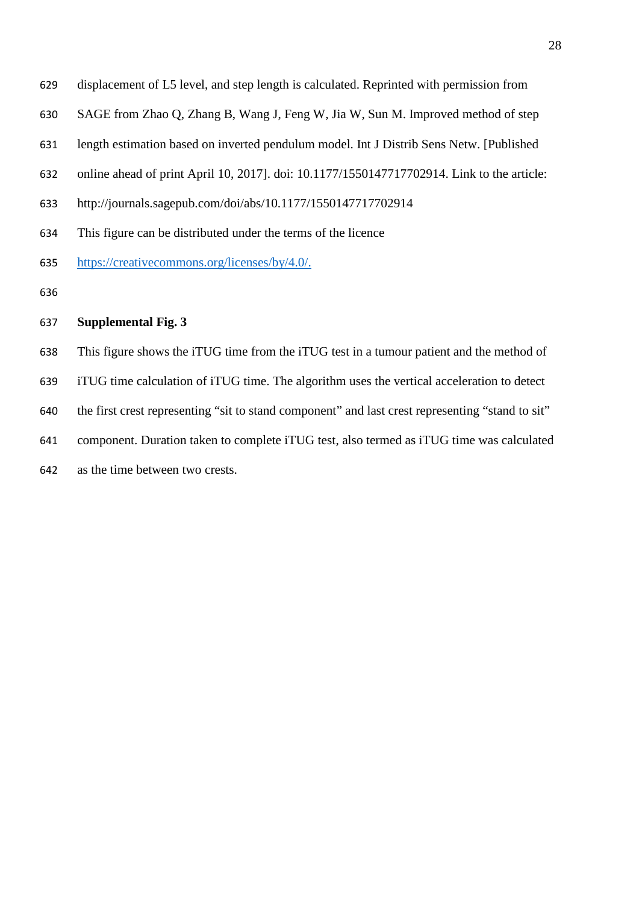displacement of L5 level, and step length is calculated. Reprinted with permission from SAGE from Zhao Q, Zhang B, Wang J, Feng W, Jia W, Sun M. Improved method of step length estimation based on inverted pendulum model. Int J Distrib Sens Netw. [Published online ahead of print April 10, 2017]. doi: 10.1177/1550147717702914. Link to the article: http://journals.sagepub.com/doi/abs/10.1177/1550147717702914

This figure can be distributed under the terms of the licence https://creativecommons.org/licenses/by/4.0/.

**Supplemental Fig. 3**

This figure shows the iTUG time from the iTUG test in a tumour patient and the method of iTUG time calculation of iTUG time. The algorithm uses the vertical acceleration to detect the first crest representing "sit to stand component" and last crest representing "stand to sit" component. Duration taken to complete iTUG test, also termed as iTUG time was calculated as the time between two crests.